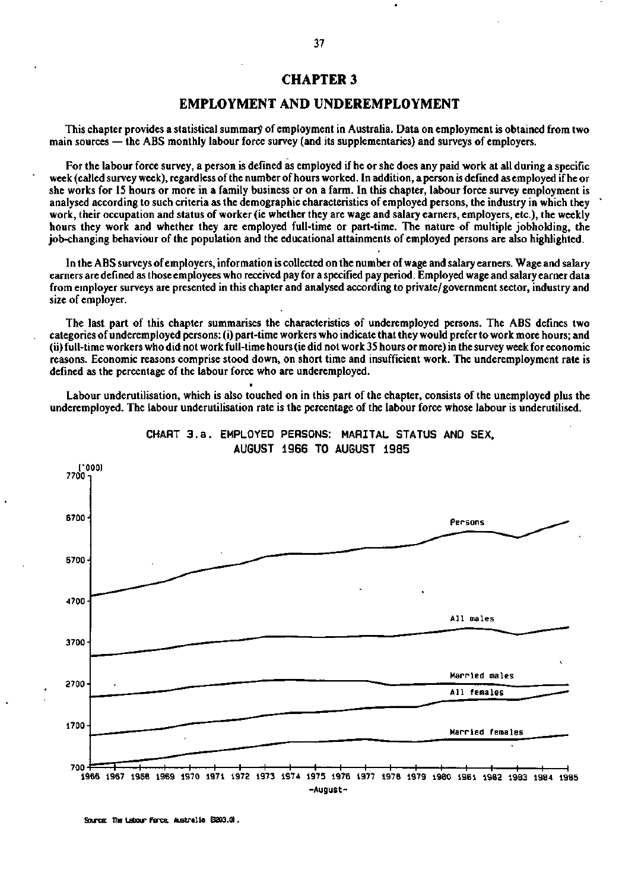# CHAPTER 3

## EMPLOYMENT AND UNDEREMPLOYMENT

This chapter provides a statistical summary of employment in Australia. Data on employment is obtained from two main sources — the ABS monthly labour force survey (and its supplementaries) and surveys of employers.

For the labour force survey, a person is defined as employed if he or she does any paid work at all during a specific week (called survey week), regardless of the number of hours worked. In addition, a person is defined as employed if he or she works for 15 hours or more in a family business or on a farm. In this chapter, labour force survey employment is analysed according to such criteria as the demographic characteristics of employed persons, the industry in which they work, their occupation and status of worker (ie whether they are wage and salary earners, employers, etc.), the weekly hours they work and whether they are employed full-time or part-time. The nature of multiple jobholding, the job-changing behaviour of the population and the educational attainments of employed persons are also highlighted.

In the ABS surveys of employers, information is collected on the number of wage and salary earners. Wage and salary earners are defined as those employees who received pay for a specified pay period. Employed wage and salary earner data from employer surveys are presented in this chapter and analysed according to private/government sector, industry and size of employer.

The last part of this chapter summarises the characteristics of underemployed persons. The ABS defines two categories of underemployed persons: (i) part-time workers who indicate that they would prefer to work more hours; and (ii) full-time workers who did not work full-time hours (ie did not work 35 hours or more) in the survey week for economic reasons. Economic reasons comprise stood down, on short time and insufficient work. The underemployment rate is defined as the percentage of the labour force who are underemployed.

Labour underutilisation, which is also touched on in this part of the chapter, consists of the unemployed plus the underemployed. The labour underutilisation rate is the percentage of the labour force whose labour is underutilised.

CHART 3.a. EMPLOYED PERSONS: MARITAL STATUS AND SEX, AUGUST 1966 TO AUGUST 1985

Source: The Labour Force, Australia (6203.0).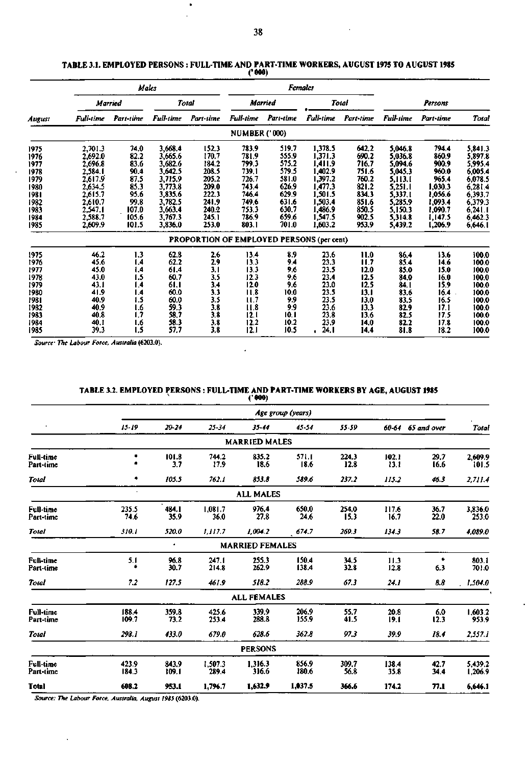## TABLE 3.1. EMPLOYED PERSONS : FULL-TIME AND PART-TIME WORKERS, AUGUST 1975 TO AUGUST 1985

('000)

| | Males | | | | Females | | | | Persons | | |
|---|---|---|---|---|---|---|---|---|---|---|---|
| | Married | | Total | | Married | | Total | | | | |
| August | Full-time | Part-time | Full-time | Part-time | Full-time | Part-time | Full-time | Part-time | Full-time | Part-time | Total |
| | | | | | NUMBER ('000) | | | | | | |
| 1975 | 2,701.3 | 74.0 | 3,668.4 | 152.3 | 783.9 | 519.7 | 1,378.5 | 642.2 | 5,046.8 | 794.4 | 5,841.3 |
| 1976 | 2,692.0 | 82.2 | 3,665.6 | 170.7 | 781.9 | 555.9 | 1,371.3 | 690.2 | 5,036.8 | 860.9 | 5,897.8 |
| 1977 | 2,696.8 | 83.6 | 3,682.6 | 184.2 | 799.3 | 575.2 | 1,411.9 | 716.7 | 5,094.6 | 900.9 | 5,995.4 |
| 1978 | 2,584.1 | 90.4 | 3,642.5 | 208.5 | 739.1 | 579.5 | 1,402.9 | 751.6 | 5,045.3 | 960.0 | 6,005.4 |
| 1979 | 2,617.9 | 87.5 | 3,715.9 | 205.2 | 726.7 | 581.0 | 1,397.2 | 760.2 | 5,113.1 | 965.4 | 6,078.5 |
| 1980 | 2,634.5 | 85.3 | 3,773.8 | 209.0 | 743.4 | 626.9 | 1,477.3 | 821.2 | 5,251.1 | 1,030.3 | 6,281.4 |
| 1981 | 2,615.7 | 95.6 | 3,835.6 | 222.3 | 746.4 | 629.9 | 1,501.5 | 834.3 | 5,337.1 | 1,056.6 | 6,393.7 |
| 1982 | 2,610.7 | 99.8 | 3,782.5 | 241.9 | 749.6 | 631.6 | 1,503.4 | 851.6 | 5,285.9 | 1,093.4 | 6,379.3 |
| 1983 | 2,547.1 | 107.0 | 3,663.4 | 240.2 | 753.3 | 630.7 | 1,486.9 | 850.5 | 5,150.3 | 1,090.7 | 6,241.1 |
| 1984 | 2,588.7 | 105.6 | 3,767.3 | 245.1 | 786.9 | 659.6 | 1,547.5 | 902.5 | 5,314.8 | 1,147.5 | 6,462.3 |
| 1985 | 2,609.9 | 101.5 | 3,836.0 | 253.0 | 803.1 | 701.0 | 1,603.2 | 953.9 | 5,439.2 | 1,206.9 | 6,646.1 |
| | | | | | PROPORTION OF EMPLOYED PERSONS (per cent) | | | | | | |
| 1975 | 46.2 | 1.3 | 62.8 | 2.6 | 13.4 | 8.9 | 23.6 | 11.0 | 86.4 | 13.6 | 100.0 |
| 1976 | 45.6 | 1.4 | 62.2 | 2.9 | 13.3 | 9.4 | 23.3 | 11.7 | 85.4 | 14.6 | 100.0 |
| 1977 | 45.0 | 1.4 | 61.4 | 3.1 | 13.3 | 9.6 | 23.5 | 12.0 | 85.0 | 15.0 | 100.0 |
| 1978 | 43.0 | 1.5 | 60.7 | 3.5 | 12.3 | 9.6 | 23.4 | 12.5 | 84.0 | 16.0 | 100.0 |
| 1979 | 43.1 | 1.4 | 61.1 | 3.4 | 12.0 | 9.6 | 23.0 | 12.5 | 84.1 | 15.9 | 100.0 |
| 1980 | 41.9 | 1.4 | 60.0 | 3.3 | 11.8 | 10.0 | 23.5 | 13.1 | 83.6 | 16.4 | 100.0 |
| 1981 | 40.9 | 1.5 | 60.0 | 3.5 | 11.7 | 9.9 | 23.5 | 13.0 | 83.5 | 16.5 | 100.0 |
| 1982 | 40.9 | 1.6 | 59.3 | 3.8 | 11.8 | 9.9 | 23.6 | 13.3 | 82.9 | 17.1 | 100.0 |
| 1983 | 40.8 | 1.7 | 58.7 | 3.8 | 12.1 | 10.1 | 23.8 | 13.6 | 82.5 | 17.5 | 100.0 |
| 1984 | 40.1 | 1.6 | 58.3 | 3.8 | 12.2 | 10.2 | 23.9 | 14.0 | 82.2 | 17.8 | 100.0 |
| 1985 | 39.3 | 1.5 | 57.7 | 3.8 | 12.1 | 10.5 | 24.1 | 14.4 | 81.8 | 18.2 | 100.0 |

*Source: The Labour Force, Australia (6203.0).*

## TABLE 3.2. EMPLOYED PERSONS : FULL-TIME AND PART-TIME WORKERS BY AGE, AUGUST 1985

('000)

| | Age group (years) | | | | | | | | |
|---|---|---|---|---|---|---|---|---|---|
| | 15-19 | 20-24 | 25-34 | 35-44 | 45-54 | 55-59 | 60-64 | 65 and over | Total |
| | | | | MARRIED MALES | | | | | |
| Full-time | * | 101.8 | 744.2 | 835.2 | 571.1 | 224.3 | 102.1 | 29.7 | 2,609.9 |
| Part-time | * | 3.7 | 17.9 | 18.6 | 18.6 | 12.8 | 13.1 | 16.6 | 101.5 |
| *Total* | * | *105.5* | *762.1* | *853.8* | *589.6* | *237.2* | *115.2* | *46.3* | *2,711.4* |
| | | | | ALL MALES | | | | | |
| Full-time | 235.5 | 484.1 | 1,081.7 | 976.4 | 650.0 | 254.0 | 117.6 | 36.7 | 3,836.0 |
| Part-time | 74.6 | 35.9 | 36.0 | 27.8 | 24.6 | 15.3 | 16.7 | 22.0 | 253.0 |
| *Total* | *310.1* | *520.0* | *1,117.7* | *1,004.2* | *674.7* | *269.3* | *134.3* | *58.7* | *4,089.0* |
| | | | | MARRIED FEMALES | | | | | |
| Full-time | 5.1 | 96.8 | 247.1 | 255.3 | 150.4 | 34.5 | 11.3 | * | 803.1 |
| Part-time | * | 30.7 | 214.8 | 262.9 | 138.4 | 32.8 | 12.8 | 6.3 | 701.0 |
| *Total* | *7.2* | *127.5* | *461.9* | *518.2* | *288.9* | *67.3* | *24.1* | *8.8* | *1,504.0* |
| | | | | ALL FEMALES | | | | | |
| Full-time | 188.4 | 359.8 | 425.6 | 339.9 | 206.9 | 55.7 | 20.8 | 6.0 | 1,603.2 |
| Part-time | 109.7 | 73.2 | 253.4 | 288.8 | 155.9 | 41.5 | 19.1 | 12.3 | 953.9 |
| *Total* | *298.1* | *433.0* | *679.0* | *628.6* | *362.8* | *97.3* | *39.9* | *18.4* | *2,557.1* |
| | | | | PERSONS | | | | | |
| Full-time | 423.9 | 843.9 | 1,507.3 | 1,316.3 | 856.9 | 309.7 | 138.4 | 42.7 | 5,439.2 |
| Part-time | 184.3 | 109.1 | 289.4 | 316.6 | 180.6 | 56.8 | 35.8 | 34.4 | 1,206.9 |
| **Total** | **608.2** | **953.1** | **1,796.7** | **1,632.9** | **1,037.5** | **366.6** | **174.2** | **77.1** | **6,646.1** |

*Source: The Labour Force, Australia, August 1985 (6203.0).*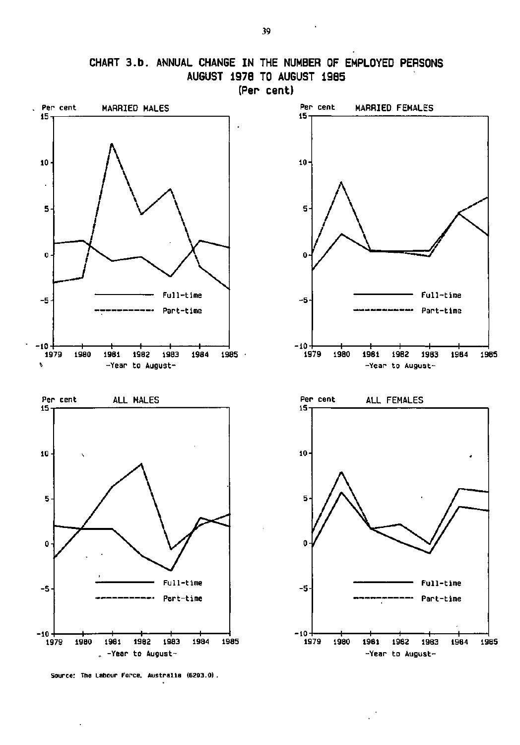# CHART 3.b. ANNUAL CHANGE IN THE NUMBER OF EMPLOYED PERSONS AUGUST 1978 TO AUGUST 1985

(Per cent)

MARRIED MALES

MARRIED FEMALES

ALL MALES

ALL FEMALES

Per cent

Full-time

Part-time

-Year to August-

Source: The Labour Force, Australia (6203.0).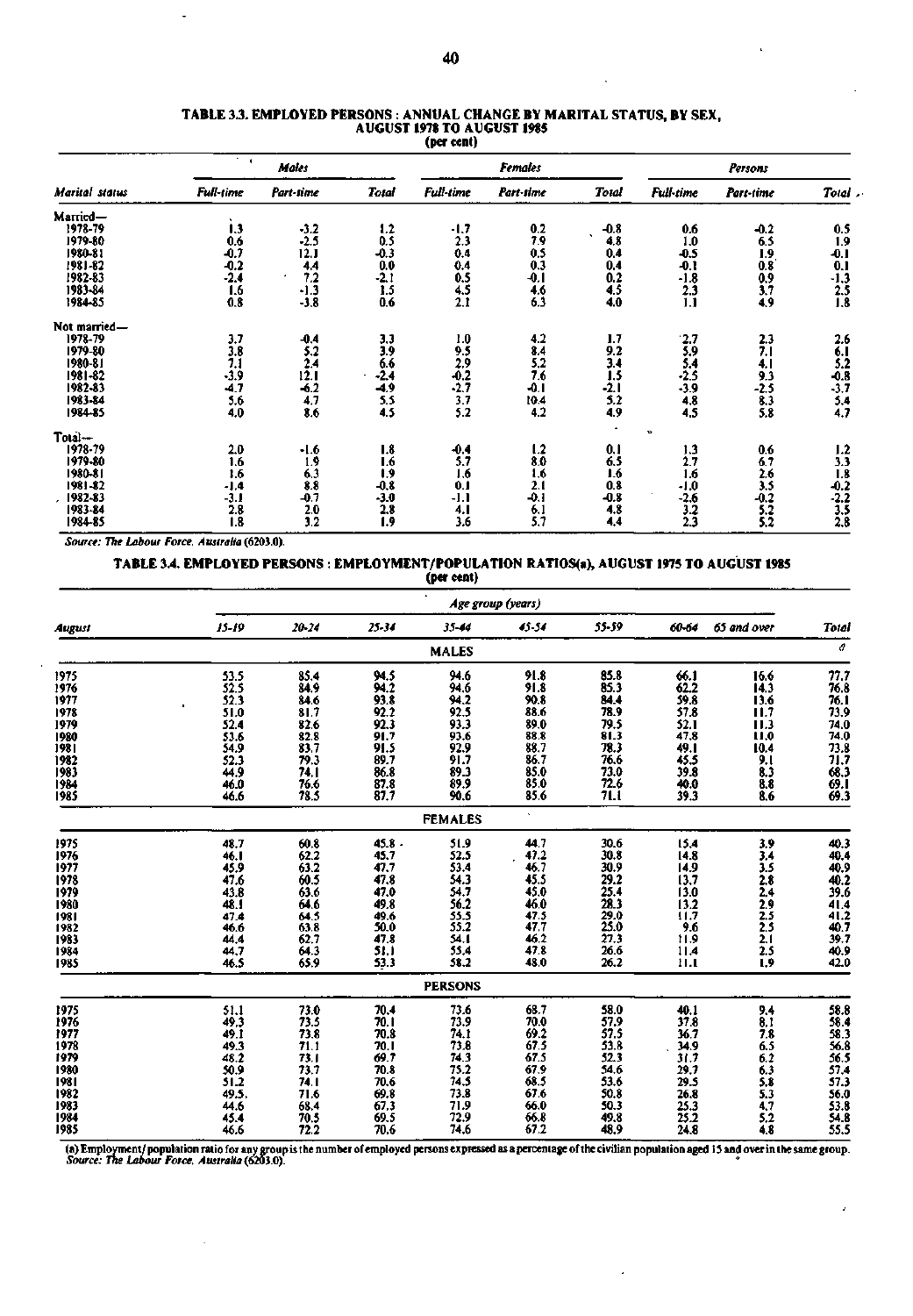**TABLE 3.3. EMPLOYED PERSONS : ANNUAL CHANGE BY MARITAL STATUS, BY SEX, AUGUST 1978 TO AUGUST 1985**
**(per cent)**

| Marital status | Males | | | Females | | | Persons | | |
|---|---|---|---|---|---|---|---|---|---|
| | Full-time | Part-time | Total | Full-time | Part-time | Total | Full-time | Part-time | Total |
| Married— | | | | | | | | | |
| 1978-79 | 1.3 | -3.2 | 1.2 | -1.7 | 0.2 | -0.8 | 0.6 | -0.2 | 0.5 |
| 1979-80 | 0.6 | -2.5 | 0.5 | 2.3 | 7.9 | 4.8 | 1.0 | 6.5 | 1.9 |
| 1980-81 | -0.7 | 12.1 | -0.3 | 0.4 | 0.5 | 0.4 | -0.5 | 1.9 | -0.1 |
| 1981-82 | -0.2 | 4.4 | 0.0 | 0.4 | 0.3 | 0.4 | -0.1 | 0.8 | 0.1 |
| 1982-83 | -2.4 | 7.2 | -2.1 | 0.5 | -0.1 | 0.2 | -1.8 | 0.9 | -1.3 |
| 1983-84 | 1.6 | -1.3 | 1.5 | 4.5 | 4.6 | 4.5 | 2.3 | 3.7 | 2.5 |
| 1984-85 | 0.8 | -3.8 | 0.6 | 2.1 | 6.3 | 4.0 | 1.1 | 4.9 | 1.8 |
| Not married— | | | | | | | | | |
| 1978-79 | 3.7 | -0.4 | 3.3 | 1.0 | 4.2 | 1.7 | 2.7 | 2.3 | 2.6 |
| 1979-80 | 3.8 | 5.2 | 3.9 | 9.5 | 8.4 | 9.2 | 5.9 | 7.1 | 6.1 |
| 1980-81 | 7.1 | 2.4 | 6.6 | 2.9 | 5.2 | 3.4 | 5.4 | 4.1 | 5.2 |
| 1981-82 | -3.9 | 12.1 | -2.4 | -0.2 | 7.6 | 1.5 | -2.5 | 9.3 | -0.8 |
| 1982-83 | -4.7 | -6.2 | -4.9 | -2.7 | -0.1 | -2.1 | -3.9 | -2.5 | -3.7 |
| 1983-84 | 5.6 | 4.7 | 5.5 | 3.7 | 10.4 | 5.2 | 4.8 | 8.3 | 5.4 |
| 1984-85 | 4.0 | 8.6 | 4.5 | 5.2 | 4.2 | 4.9 | 4.5 | 5.8 | 4.7 |
| Total— | | | | | | | | | |
| 1978-79 | 2.0 | -1.6 | 1.8 | -0.4 | 1.2 | 0.1 | 1.3 | 0.6 | 1.2 |
| 1979-80 | 1.6 | 1.9 | 1.6 | 5.7 | 8.0 | 6.5 | 2.7 | 6.7 | 3.3 |
| 1980-81 | 1.6 | 6.3 | 1.9 | 1.6 | 1.6 | 1.6 | 1.6 | 2.6 | 1.8 |
| 1981-82 | -1.4 | 8.8 | -0.8 | 0.1 | 2.1 | 0.8 | -1.0 | 3.5 | -0.2 |
| 1982-83 | -3.1 | -0.7 | -3.0 | -1.1 | -0.1 | -0.8 | -2.6 | -0.2 | -2.2 |
| 1983-84 | 2.8 | 2.0 | 2.8 | 4.1 | 6.1 | 4.8 | 3.2 | 5.2 | 3.5 |
| 1984-85 | 1.8 | 3.2 | 1.9 | 3.6 | 5.7 | 4.4 | 2.3 | 5.2 | 2.8 |

*Source: The Labour Force, Australia* (6203.0).

**TABLE 3.4. EMPLOYED PERSONS : EMPLOYMENT/POPULATION RATIOS(a), AUGUST 1975 TO AUGUST 1985**
**(per cent)**

| August | Age group (years) | | | | | | | | |
|---|---|---|---|---|---|---|---|---|---|
| | 15-19 | 20-24 | 25-34 | 35-44 | 45-54 | 55-59 | 60-64 | 65 and over | Total |
| | | | | MALES | | | | | |
| 1975 | 53.5 | 85.4 | 94.5 | 94.6 | 91.8 | 85.8 | 66.1 | 16.6 | 77.7 |
| 1976 | 52.5 | 84.9 | 94.2 | 94.6 | 91.8 | 85.3 | 62.2 | 14.3 | 76.8 |
| 1977 | 52.3 | 84.6 | 93.8 | 94.2 | 90.8 | 84.4 | 59.8 | 13.6 | 76.1 |
| 1978 | 51.0 | 81.7 | 92.2 | 92.5 | 88.6 | 78.9 | 57.8 | 11.7 | 73.9 |
| 1979 | 52.4 | 82.6 | 92.3 | 93.3 | 89.0 | 79.5 | 52.1 | 11.3 | 74.0 |
| 1980 | 53.6 | 82.8 | 91.7 | 93.6 | 88.8 | 81.3 | 47.8 | 11.0 | 74.0 |
| 1981 | 54.9 | 83.7 | 91.5 | 92.9 | 88.7 | 78.3 | 49.1 | 10.4 | 73.8 |
| 1982 | 52.3 | 79.3 | 89.7 | 91.7 | 86.7 | 76.6 | 45.5 | 9.1 | 71.7 |
| 1983 | 44.9 | 74.1 | 86.8 | 89.3 | 85.0 | 73.0 | 39.8 | 8.3 | 68.3 |
| 1984 | 46.0 | 76.6 | 87.8 | 89.9 | 85.0 | 72.6 | 40.0 | 8.8 | 69.1 |
| 1985 | 46.6 | 78.5 | 87.7 | 90.6 | 85.6 | 71.1 | 39.3 | 8.6 | 69.3 |
| | | | | FEMALES | | | | | |
| 1975 | 48.7 | 60.8 | 45.8 | 51.9 | 44.7 | 30.6 | 15.4 | 3.9 | 40.3 |
| 1976 | 46.1 | 62.2 | 45.7 | 52.5 | 47.2 | 30.8 | 14.8 | 3.4 | 40.4 |
| 1977 | 45.9 | 63.2 | 47.7 | 53.4 | 46.7 | 30.9 | 14.9 | 3.5 | 40.9 |
| 1978 | 47.6 | 60.5 | 47.8 | 54.3 | 45.5 | 29.2 | 13.7 | 2.8 | 40.2 |
| 1979 | 43.8 | 63.6 | 47.0 | 54.7 | 45.0 | 25.4 | 13.0 | 2.4 | 39.6 |
| 1980 | 48.1 | 64.6 | 49.8 | 56.2 | 46.0 | 28.3 | 13.2 | 2.9 | 41.4 |
| 1981 | 47.4 | 64.5 | 49.6 | 55.5 | 47.5 | 29.0 | 11.7 | 2.5 | 41.2 |
| 1982 | 46.6 | 63.8 | 50.0 | 55.2 | 47.7 | 25.0 | 9.6 | 2.5 | 40.7 |
| 1983 | 44.4 | 62.7 | 47.8 | 54.1 | 46.2 | 27.3 | 11.9 | 2.1 | 39.7 |
| 1984 | 44.7 | 64.3 | 51.1 | 55.4 | 47.8 | 26.6 | 11.4 | 2.5 | 40.9 |
| 1985 | 46.5 | 65.9 | 53.3 | 58.2 | 48.0 | 26.2 | 11.1 | 1.9 | 42.0 |
| | | | | PERSONS | | | | | |
| 1975 | 51.1 | 73.0 | 70.4 | 73.6 | 68.7 | 58.0 | 40.1 | 9.4 | 58.8 |
| 1976 | 49.3 | 73.5 | 70.1 | 73.9 | 70.0 | 57.9 | 37.8 | 8.1 | 58.4 |
| 1977 | 49.1 | 73.8 | 70.8 | 74.1 | 69.2 | 57.5 | 36.7 | 7.8 | 58.3 |
| 1978 | 49.3 | 71.1 | 70.1 | 73.8 | 67.5 | 53.8 | 34.9 | 6.5 | 56.8 |
| 1979 | 48.2 | 73.1 | 69.7 | 74.3 | 67.5 | 52.3 | 31.7 | 6.2 | 56.5 |
| 1980 | 50.9 | 73.7 | 70.8 | 75.2 | 67.9 | 54.6 | 29.7 | 6.3 | 57.4 |
| 1981 | 51.2 | 74.1 | 70.6 | 74.5 | 68.5 | 53.6 | 29.5 | 5.8 | 57.3 |
| 1982 | 49.5 | 71.6 | 69.8 | 73.8 | 67.6 | 50.8 | 26.8 | 5.3 | 56.0 |
| 1983 | 44.6 | 68.4 | 67.3 | 71.9 | 66.0 | 50.3 | 25.3 | 4.7 | 53.8 |
| 1984 | 45.4 | 70.5 | 69.5 | 72.9 | 66.8 | 49.8 | 25.2 | 5.2 | 54.8 |
| 1985 | 46.6 | 72.2 | 70.6 | 74.6 | 67.2 | 48.9 | 24.8 | 4.8 | 55.5 |

(a) Employment/population ratio for any group is the number of employed persons expressed as a percentage of the civilian population aged 15 and over in the same group.
*Source: The Labour Force, Australia* (6203.0).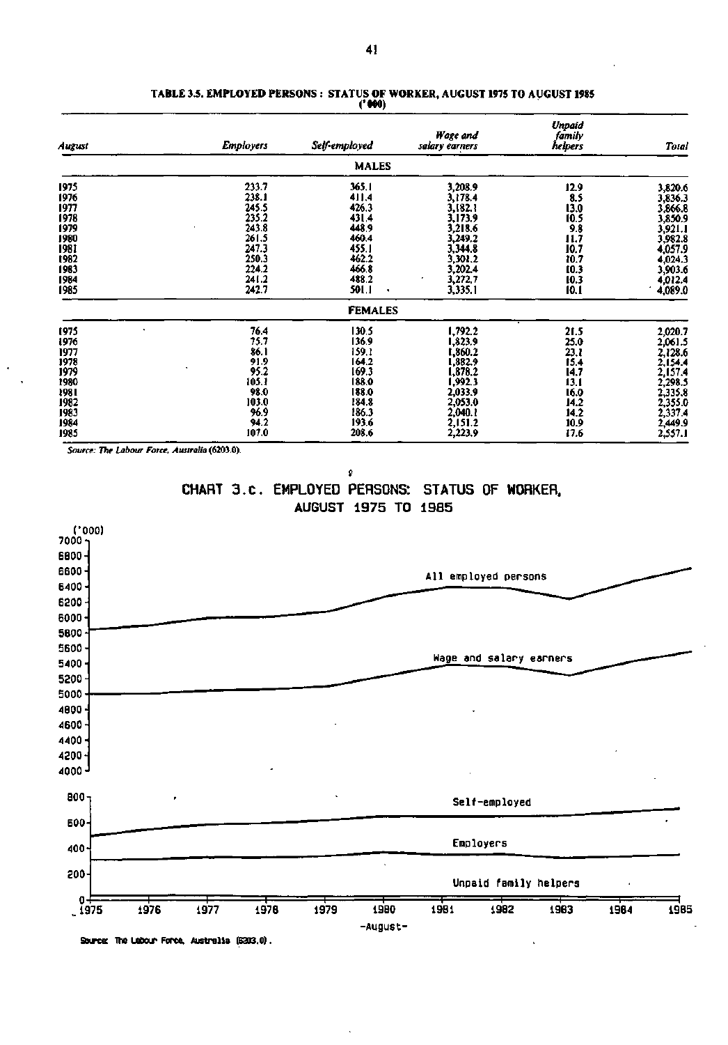**TABLE 3.5. EMPLOYED PERSONS : STATUS OF WORKER, AUGUST 1975 TO AUGUST 1985**
**('000)**

| *August* | *Employers* | *Self-employed* | *Wage and salary earners* | *Unpaid family helpers* | *Total* |
|---|---|---|---|---|---|
| | | **MALES** | | | |
| 1975 | 233.7 | 365.1 | 3,208.9 | 12.9 | 3,820.6 |
| 1976 | 238.1 | 411.4 | 3,178.4 | 8.5 | 3,836.3 |
| 1977 | 245.5 | 426.3 | 3,182.1 | 13.0 | 3,866.8 |
| 1978 | 235.2 | 431.4 | 3,173.9 | 10.5 | 3,850.9 |
| 1979 | 243.8 | 448.9 | 3,218.6 | 9.8 | 3,921.1 |
| 1980 | 261.5 | 460.4 | 3,249.2 | 11.7 | 3,982.8 |
| 1981 | 247.3 | 455.1 | 3,344.8 | 10.7 | 4,057.9 |
| 1982 | 250.3 | 462.2 | 3,301.2 | 10.7 | 4,024.3 |
| 1983 | 224.2 | 466.8 | 3,202.4 | 10.3 | 3,903.6 |
| 1984 | 241.2 | 488.2 | 3,272.7 | 10.3 | 4,012.4 |
| 1985 | 242.7 | 501.1 | 3,335.1 | 10.1 | 4,089.0 |
| | | **FEMALES** | | | |
| 1975 | 76.4 | 130.5 | 1,792.2 | 21.5 | 2,020.7 |
| 1976 | 75.7 | 136.9 | 1,823.9 | 25.0 | 2,061.5 |
| 1977 | 86.1 | 159.1 | 1,860.2 | 23.1 | 2,128.6 |
| 1978 | 91.9 | 164.2 | 1,882.9 | 15.4 | 2,154.4 |
| 1979 | 95.2 | 169.3 | 1,878.2 | 14.7 | 2,157.4 |
| 1980 | 105.1 | 188.0 | 1,992.3 | 13.1 | 2,298.5 |
| 1981 | 98.0 | 188.0 | 2,033.9 | 16.0 | 2,335.8 |
| 1982 | 103.0 | 184.8 | 2,053.0 | 14.2 | 2,355.0 |
| 1983 | 96.9 | 186.3 | 2,040.1 | 14.2 | 2,337.4 |
| 1984 | 94.2 | 193.6 | 2,151.2 | 10.9 | 2,449.9 |
| 1985 | 107.0 | 208.6 | 2,223.9 | 17.6 | 2,557.1 |

*Source: The Labour Force, Australia* (6203.0).

**CHART 3.c. EMPLOYED PERSONS: STATUS OF WORKER, AUGUST 1975 TO 1985**

Source: The Labour Force, Australia (6203.0).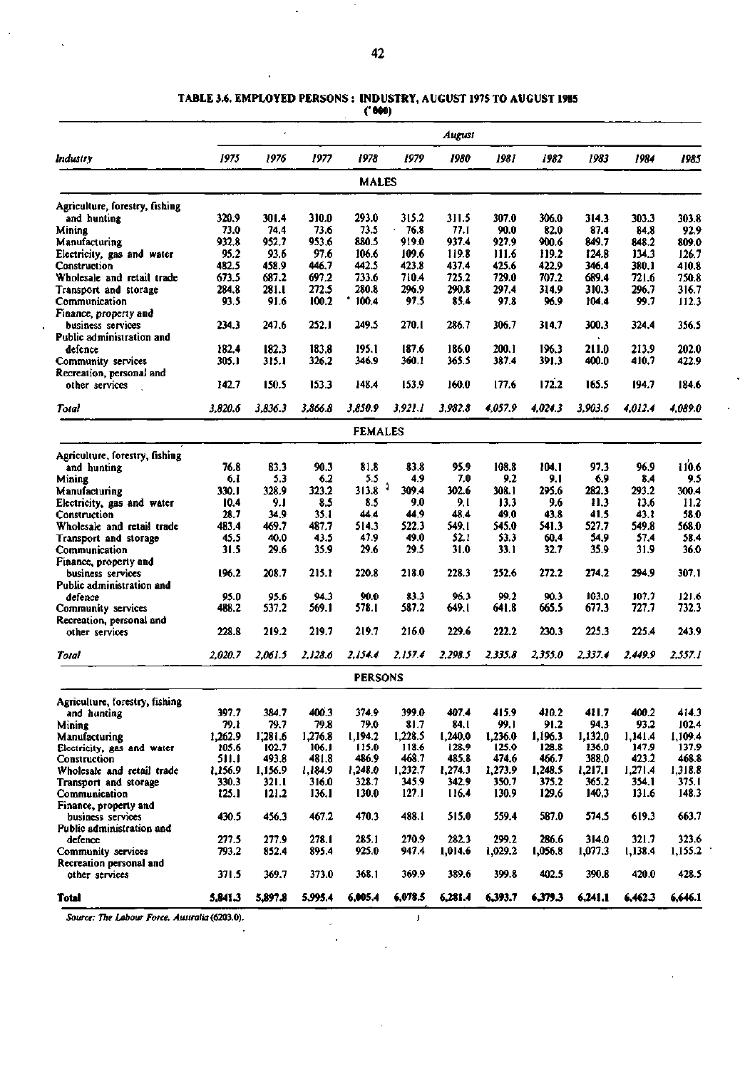### TABLE 3.6. EMPLOYED PERSONS : INDUSTRY, AUGUST 1975 TO AUGUST 1985

('000)

| Industry | 1975 | 1976 | 1977 | 1978 | 1979 | 1980 | 1981 | 1982 | 1983 | 1984 | 1985 |
|---|---|---|---|---|---|---|---|---|---|---|---|
| | | | | | | August | | | | | |
| **MALES** | | | | | | | | | | | |
| Agriculture, forestry, fishing and hunting | 320.9 | 301.4 | 310.0 | 293.0 | 315.2 | 311.5 | 307.0 | 306.0 | 314.3 | 303.3 | 303.8 |
| Mining | 73.0 | 74.4 | 73.6 | 73.5 | 76.8 | 77.1 | 90.0 | 82.0 | 87.4 | 84.8 | 92.9 |
| Manufacturing | 932.8 | 952.7 | 953.6 | 880.5 | 919.0 | 937.4 | 927.9 | 900.6 | 849.7 | 848.2 | 809.0 |
| Electricity, gas and water | 95.2 | 93.6 | 97.6 | 106.6 | 109.6 | 119.8 | 111.6 | 119.2 | 124.8 | 134.3 | 126.7 |
| Construction | 482.5 | 458.9 | 446.7 | 442.5 | 423.8 | 437.4 | 425.6 | 422.9 | 346.4 | 380.1 | 410.8 |
| Wholesale and retail trade | 673.5 | 687.2 | 697.2 | 733.6 | 710.4 | 725.2 | 729.0 | 707.2 | 689.4 | 721.6 | 750.8 |
| Transport and storage | 284.8 | 281.1 | 272.5 | 280.8 | 296.9 | 290.8 | 297.4 | 314.9 | 310.3 | 296.7 | 316.7 |
| Communication | 93.5 | 91.6 | 100.2 | 100.4 | 97.5 | 85.4 | 97.8 | 96.9 | 104.4 | 99.7 | 112.3 |
| Finance, property and business services | 234.3 | 247.6 | 252.1 | 249.5 | 270.1 | 286.7 | 306.7 | 314.7 | 300.3 | 324.4 | 356.5 |
| Public administration and defence | 182.4 | 182.3 | 183.8 | 195.1 | 187.6 | 186.0 | 200.1 | 196.3 | 211.0 | 213.9 | 202.0 |
| Community services | 305.1 | 315.1 | 326.2 | 346.9 | 360.1 | 365.5 | 387.4 | 391.3 | 400.0 | 410.7 | 422.9 |
| Recreation, personal and other services | 142.7 | 150.5 | 153.3 | 148.4 | 153.9 | 160.0 | 177.6 | 172.2 | 165.5 | 194.7 | 184.6 |
| *Total* | *3,820.6* | *3,836.3* | *3,866.8* | *3,850.9* | *3,921.1* | *3,982.8* | *4,057.9* | *4,024.3* | *3,903.6* | *4,012.4* | *4,089.0* |
| **FEMALES** | | | | | | | | | | | |
| Agriculture, forestry, fishing and hunting | 76.8 | 83.3 | 90.3 | 81.8 | 83.8 | 95.9 | 108.8 | 104.1 | 97.3 | 96.9 | 110.6 |
| Mining | 6.1 | 5.3 | 6.2 | 5.5 | 4.9 | 7.0 | 9.2 | 9.1 | 6.9 | 8.4 | 9.5 |
| Manufacturing | 330.1 | 328.9 | 323.2 | 313.8 | 309.4 | 302.6 | 308.1 | 295.6 | 282.3 | 293.2 | 300.4 |
| Electricity, gas and water | 10.4 | 9.1 | 8.5 | 8.5 | 9.0 | 9.1 | 13.3 | 9.6 | 11.3 | 13.6 | 11.2 |
| Construction | 28.7 | 34.9 | 35.1 | 44.4 | 44.9 | 48.4 | 49.0 | 43.8 | 41.5 | 43.1 | 58.0 |
| Wholesale and retail trade | 483.4 | 469.7 | 487.7 | 514.3 | 522.3 | 549.1 | 545.0 | 541.3 | 527.7 | 549.8 | 568.0 |
| Transport and storage | 45.5 | 40.0 | 43.5 | 47.9 | 49.0 | 52.1 | 53.3 | 60.4 | 54.9 | 57.4 | 58.4 |
| Communication | 31.5 | 29.6 | 35.9 | 29.6 | 29.5 | 31.0 | 33.1 | 32.7 | 35.9 | 31.9 | 36.0 |
| Finance, property and business services | 196.2 | 208.7 | 215.1 | 220.8 | 218.0 | 228.3 | 252.6 | 272.2 | 274.2 | 294.9 | 307.1 |
| Public administration and defence | 95.0 | 95.6 | 94.3 | 90.0 | 83.3 | 96.3 | 99.2 | 90.3 | 103.0 | 107.7 | 121.6 |
| Community services | 488.2 | 537.2 | 569.1 | 578.1 | 587.2 | 649.1 | 641.8 | 665.5 | 677.3 | 727.7 | 732.3 |
| Recreation, personal and other services | 228.8 | 219.2 | 219.7 | 219.7 | 216.0 | 229.6 | 222.2 | 230.3 | 225.3 | 225.4 | 243.9 |
| *Total* | *2,020.7* | *2,061.5* | *2,128.6* | *2,154.4* | *2,157.4* | *2,298.5* | *2,335.8* | *2,355.0* | *2,337.4* | *2,449.9* | *2,557.1* |
| **PERSONS** | | | | | | | | | | | |
| Agriculture, forestry, fishing and hunting | 397.7 | 384.7 | 400.3 | 374.9 | 399.0 | 407.4 | 415.9 | 410.2 | 411.7 | 400.2 | 414.3 |
| Mining | 79.1 | 79.7 | 79.8 | 79.0 | 81.7 | 84.1 | 99.1 | 91.2 | 94.3 | 93.2 | 102.4 |
| Manufacturing | 1,262.9 | 1,281.6 | 1,276.8 | 1,194.2 | 1,228.5 | 1,240.0 | 1,236.0 | 1,196.3 | 1,132.0 | 1,141.4 | 1,109.4 |
| Electricity, gas and water | 105.6 | 102.7 | 106.1 | 115.0 | 118.6 | 128.9 | 125.0 | 128.8 | 136.0 | 147.9 | 137.9 |
| Construction | 511.1 | 493.8 | 481.8 | 486.9 | 468.7 | 485.8 | 474.6 | 466.7 | 388.0 | 423.2 | 468.8 |
| Wholesale and retail trade | 1,156.9 | 1,156.9 | 1,184.9 | 1,248.0 | 1,232.7 | 1,274.3 | 1,273.9 | 1,248.5 | 1,217.1 | 1,271.4 | 1,318.8 |
| Transport and storage | 330.3 | 321.1 | 316.0 | 328.7 | 345.9 | 342.9 | 350.7 | 375.2 | 365.2 | 354.1 | 375.1 |
| Communication | 125.1 | 121.2 | 136.1 | 130.0 | 127.1 | 116.4 | 130.9 | 129.6 | 140.3 | 131.6 | 148.3 |
| Finance, property and business services | 430.5 | 456.3 | 467.2 | 470.3 | 488.1 | 515.0 | 559.4 | 587.0 | 574.5 | 619.3 | 663.7 |
| Public administration and defence | 277.5 | 277.9 | 278.1 | 285.1 | 270.9 | 282.3 | 299.2 | 286.6 | 314.0 | 321.7 | 323.6 |
| Community services | 793.2 | 852.4 | 895.4 | 925.0 | 947.4 | 1,014.6 | 1,029.2 | 1,056.8 | 1,077.3 | 1,138.4 | 1,155.2 |
| Recreation personal and other services | 371.5 | 369.7 | 373.0 | 368.1 | 369.9 | 389.6 | 399.8 | 402.5 | 390.8 | 420.0 | 428.5 |
| **Total** | **5,841.3** | **5,897.8** | **5,995.4** | **6,005.4** | **6,078.5** | **6,281.4** | **6,393.7** | **6,379.3** | **6,241.1** | **6,462.3** | **6,646.1** |

*Source: The Labour Force, Australia (6203.0).*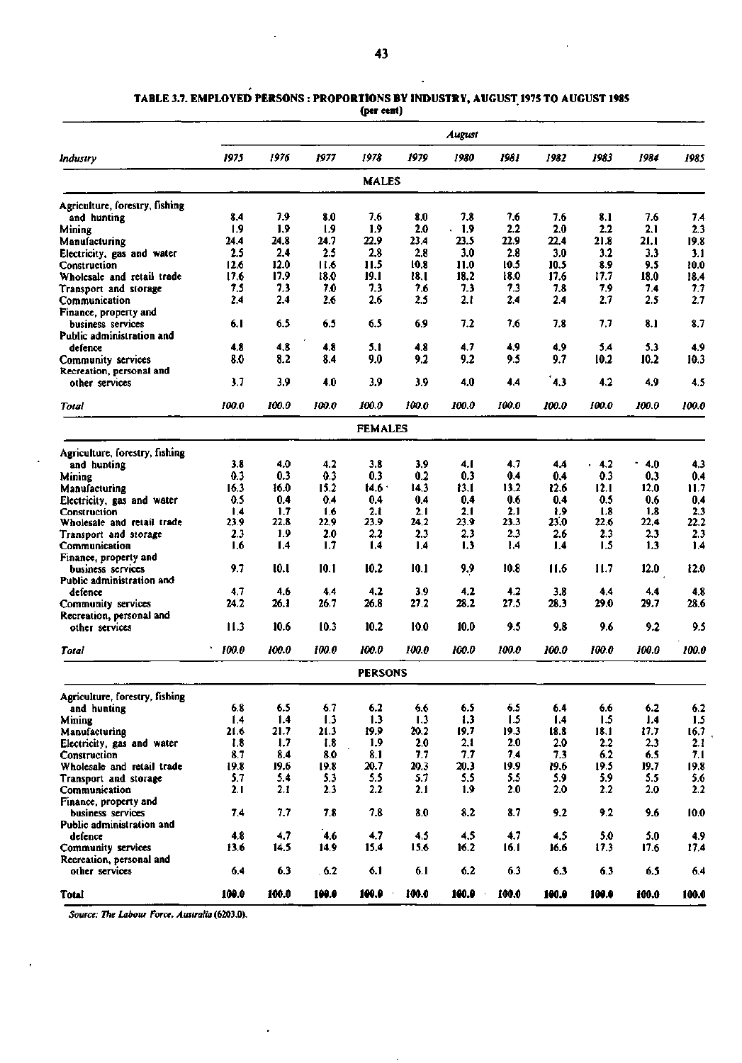**TABLE 3.7. EMPLOYED PERSONS : PROPORTIONS BY INDUSTRY, AUGUST 1975 TO AUGUST 1985**
(per cent)

| Industry | August | | | | | | | | | | |
|---|---|---|---|---|---|---|---|---|---|---|---|
| | *1975* | *1976* | *1977* | *1978* | *1979* | *1980* | *1981* | *1982* | *1983* | *1984* | *1985* |
| **MALES** | | | | | | | | | | | |
| Agriculture, forestry, fishing and hunting | 8.4 | 7.9 | 8.0 | 7.6 | 8.0 | 7.8 | 7.6 | 7.6 | 8.1 | 7.6 | 7.4 |
| Mining | 1.9 | 1.9 | 1.9 | 1.9 | 2.0 | 1.9 | 2.2 | 2.0 | 2.2 | 2.1 | 2.3 |
| Manufacturing | 24.4 | 24.8 | 24.7 | 22.9 | 23.4 | 23.5 | 22.9 | 22.4 | 21.8 | 21.1 | 19.8 |
| Electricity, gas and water | 2.5 | 2.4 | 2.5 | 2.8 | 2.8 | 3.0 | 2.8 | 3.0 | 3.2 | 3.3 | 3.1 |
| Construction | 12.6 | 12.0 | 11.6 | 11.5 | 10.8 | 11.0 | 10.5 | 10.5 | 8.9 | 9.5 | 10.0 |
| Wholesale and retail trade | 17.6 | 17.9 | 18.0 | 19.1 | 18.1 | 18.2 | 18.0 | 17.6 | 17.7 | 18.0 | 18.4 |
| Transport and storage | 7.5 | 7.3 | 7.0 | 7.3 | 7.6 | 7.3 | 7.3 | 7.8 | 7.9 | 7.4 | 7.7 |
| Communication | 2.4 | 2.4 | 2.6 | 2.6 | 2.5 | 2.1 | 2.4 | 2.4 | 2.7 | 2.5 | 2.7 |
| Finance, property and business services | 6.1 | 6.5 | 6.5 | 6.5 | 6.9 | 7.2 | 7.6 | 7.8 | 7.7 | 8.1 | 8.7 |
| Public administration and defence | 4.8 | 4.8 | 4.8 | 5.1 | 4.8 | 4.7 | 4.9 | 4.9 | 5.4 | 5.3 | 4.9 |
| Community services | 8.0 | 8.2 | 8.4 | 9.0 | 9.2 | 9.2 | 9.5 | 9.7 | 10.2 | 10.2 | 10.3 |
| Recreation, personal and other services | 3.7 | 3.9 | 4.0 | 3.9 | 3.9 | 4.0 | 4.4 | 4.3 | 4.2 | 4.9 | 4.5 |
| *Total* | *100.0* | *100.0* | *100.0* | *100.0* | *100.0* | *100.0* | *100.0* | *100.0* | *100.0* | *100.0* | *100.0* |
| **FEMALES** | | | | | | | | | | | |
| Agriculture, forestry, fishing and hunting | 3.8 | 4.0 | 4.2 | 3.8 | 3.9 | 4.1 | 4.7 | 4.4 | 4.2 | 4.0 | 4.3 |
| Mining | 0.3 | 0.3 | 0.3 | 0.3 | 0.2 | 0.3 | 0.4 | 0.4 | 0.3 | 0.3 | 0.4 |
| Manufacturing | 16.3 | 16.0 | 15.2 | 14.6 | 14.3 | 13.1 | 13.2 | 12.6 | 12.1 | 12.0 | 11.7 |
| Electricity, gas and water | 0.5 | 0.4 | 0.4 | 0.4 | 0.4 | 0.4 | 0.6 | 0.4 | 0.5 | 0.6 | 0.4 |
| Construction | 1.4 | 1.7 | 1.6 | 2.1 | 2.1 | 2.1 | 2.1 | 1.9 | 1.8 | 1.8 | 2.3 |
| Wholesale and retail trade | 23.9 | 22.8 | 22.9 | 23.9 | 24.2 | 23.9 | 23.3 | 23.0 | 22.6 | 22.4 | 22.2 |
| Transport and storage | 2.3 | 1.9 | 2.0 | 2.2 | 2.3 | 2.3 | 2.3 | 2.6 | 2.3 | 2.3 | 2.3 |
| Communication | 1.6 | 1.4 | 1.7 | 1.4 | 1.4 | 1.3 | 1.4 | 1.4 | 1.5 | 1.3 | 1.4 |
| Finance, property and business services | 9.7 | 10.1 | 10.1 | 10.2 | 10.1 | 9.9 | 10.8 | 11.6 | 11.7 | 12.0 | 12.0 |
| Public administration and defence | 4.7 | 4.6 | 4.4 | 4.2 | 3.9 | 4.2 | 4.2 | 3.8 | 4.4 | 4.4 | 4.8 |
| Community services | 24.2 | 26.1 | 26.7 | 26.8 | 27.2 | 28.2 | 27.5 | 28.3 | 29.0 | 29.7 | 28.6 |
| Recreation, personal and other services | 11.3 | 10.6 | 10.3 | 10.2 | 10.0 | 10.0 | 9.5 | 9.8 | 9.6 | 9.2 | 9.5 |
| *Total* | *100.0* | *100.0* | *100.0* | *100.0* | *100.0* | *100.0* | *100.0* | *100.0* | *100.0* | *100.0* | *100.0* |
| **PERSONS** | | | | | | | | | | | |
| Agriculture, forestry, fishing and hunting | 6.8 | 6.5 | 6.7 | 6.2 | 6.6 | 6.5 | 6.5 | 6.4 | 6.6 | 6.2 | 6.2 |
| Mining | 1.4 | 1.4 | 1.3 | 1.3 | 1.3 | 1.3 | 1.5 | 1.4 | 1.5 | 1.4 | 1.5 |
| Manufacturing | 21.6 | 21.7 | 21.3 | 19.9 | 20.2 | 19.7 | 19.3 | 18.8 | 18.1 | 17.7 | 16.7 |
| Electricity, gas and water | 1.8 | 1.7 | 1.8 | 1.9 | 2.0 | 2.1 | 2.0 | 2.0 | 2.2 | 2.3 | 2.1 |
| Construction | 8.7 | 8.4 | 8.0 | 8.1 | 7.7 | 7.7 | 7.4 | 7.3 | 6.2 | 6.5 | 7.1 |
| Wholesale and retail trade | 19.8 | 19.6 | 19.8 | 20.7 | 20.3 | 20.3 | 19.9 | 19.6 | 19.5 | 19.7 | 19.8 |
| Transport and storage | 5.7 | 5.4 | 5.3 | 5.5 | 5.7 | 5.5 | 5.5 | 5.9 | 5.9 | 5.5 | 5.6 |
| Communication | 2.1 | 2.1 | 2.3 | 2.2 | 2.1 | 1.9 | 2.0 | 2.0 | 2.2 | 2.0 | 2.2 |
| Finance, property and business services | 7.4 | 7.7 | 7.8 | 7.8 | 8.0 | 8.2 | 8.7 | 9.2 | 9.2 | 9.6 | 10.0 |
| Public administration and defence | 4.8 | 4.7 | 4.6 | 4.7 | 4.5 | 4.5 | 4.7 | 4.5 | 5.0 | 5.0 | 4.9 |
| Community services | 13.6 | 14.5 | 14.9 | 15.4 | 15.6 | 16.2 | 16.1 | 16.6 | 17.3 | 17.6 | 17.4 |
| Recreation, personal and other services | 6.4 | 6.3 | 6.2 | 6.1 | 6.1 | 6.2 | 6.3 | 6.3 | 6.3 | 6.5 | 6.4 |
| **Total** | **100.0** | **100.0** | **100.0** | **100.0** | **100.0** | **100.0** | **100.0** | **100.0** | **100.0** | **100.0** | **100.0** |

*Source: The Labour Force, Australia (6203.0).*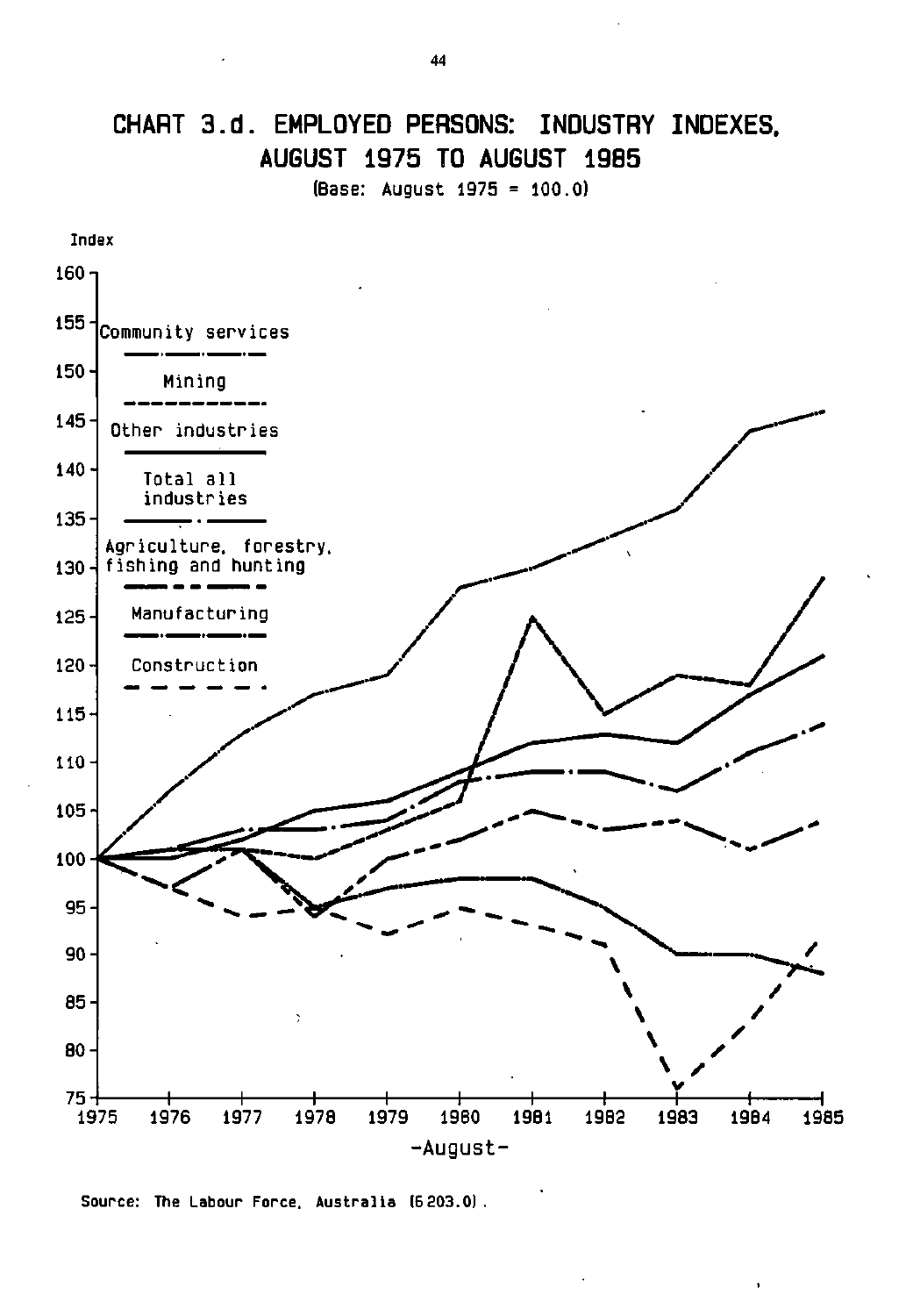# CHART 3.d. EMPLOYED PERSONS: INDUSTRY INDEXES, AUGUST 1975 TO AUGUST 1985

(Base: August 1975 = 100.0)

Index

Community services

Mining

Other industries

Total all industries

Agriculture, forestry, fishing and hunting

Manufacturing

Construction

-August-

Source: The Labour Force, Australia (6203.0).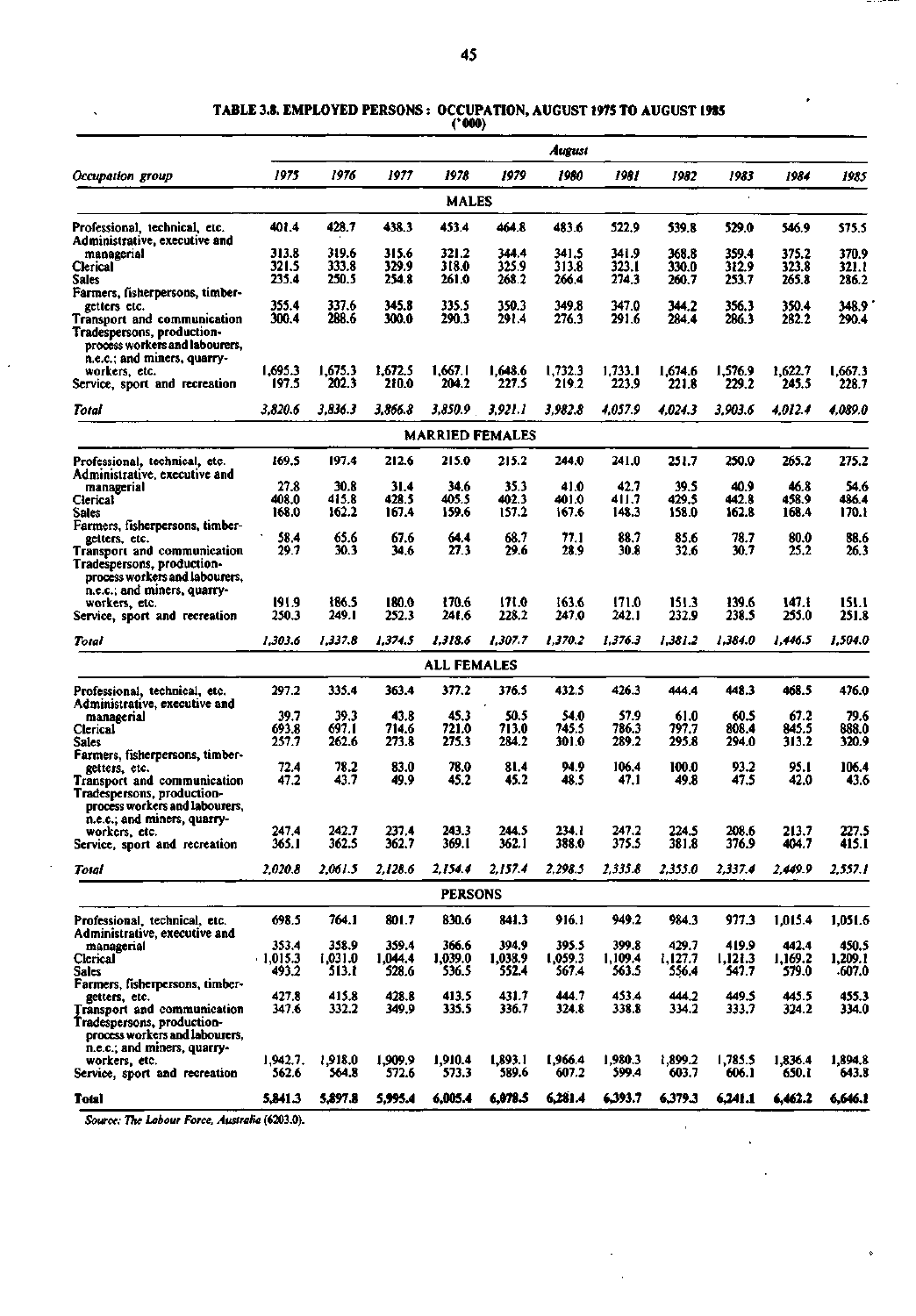TABLE 3.8. EMPLOYED PERSONS : OCCUPATION, AUGUST 1975 TO AUGUST 1985

('000)

| Occupation group | 1975 | 1976 | 1977 | 1978 | 1979 | 1980 | 1981 | 1982 | 1983 | 1984 | 1985 |
|---|---|---|---|---|---|---|---|---|---|---|---|
| | | | | | | *August* | | | | | |
| **MALES** | | | | | | | | | | | |
| Professional, technical, etc. | 401.4 | 428.7 | 438.3 | 453.4 | 464.8 | 483.6 | 522.9 | 539.8 | 529.0 | 546.9 | 575.5 |
| Administrative, executive and managerial | 313.8 | 319.6 | 315.6 | 321.2 | 344.4 | 341.5 | 341.9 | 368.8 | 359.4 | 375.2 | 370.9 |
| Clerical | 321.5 | 333.8 | 329.9 | 318.0 | 325.9 | 313.8 | 323.1 | 330.0 | 312.9 | 323.8 | 321.1 |
| Sales | 235.4 | 250.5 | 254.8 | 261.0 | 268.2 | 266.4 | 274.3 | 260.7 | 253.7 | 265.8 | 286.2 |
| Farmers, fisherpersons, timber-getters etc. | 355.4 | 337.6 | 345.8 | 335.5 | 350.3 | 349.8 | 347.0 | 344.2 | 356.3 | 350.4 | 348.9 |
| Transport and communication | 300.4 | 288.6 | 300.0 | 290.3 | 291.4 | 276.3 | 291.6 | 284.4 | 286.3 | 282.2 | 290.4 |
| Tradespersons, production-process workers and labourers, n.e.c.; and miners, quarry-workers, etc. | 1,695.3 | 1,675.3 | 1,672.5 | 1,667.1 | 1,648.6 | 1,732.3 | 1,733.1 | 1,674.6 | 1,576.9 | 1,622.7 | 1,667.3 |
| Service, sport and recreation | 197.5 | 202.3 | 210.0 | 204.2 | 227.5 | 219.2 | 223.9 | 221.8 | 229.2 | 245.5 | 228.7 |
| *Total* | *3,820.6* | *3,836.3* | *3,866.8* | *3,850.9* | *3,921.1* | *3,982.8* | *4,057.9* | *4,024.3* | *3,903.6* | *4,012.4* | *4,089.0* |
| **MARRIED FEMALES** | | | | | | | | | | | |
| Professional, technical, etc. | 169.5 | 197.4 | 212.6 | 215.0 | 215.2 | 244.0 | 241.0 | 251.7 | 250.0 | 265.2 | 275.2 |
| Administrative, executive and managerial | 27.8 | 30.8 | 31.4 | 34.6 | 35.3 | 41.0 | 42.7 | 39.5 | 40.9 | 46.8 | 54.6 |
| Clerical | 408.0 | 415.8 | 428.5 | 405.5 | 402.3 | 401.0 | 411.7 | 429.5 | 442.8 | 458.9 | 486.4 |
| Sales | 168.0 | 162.2 | 167.4 | 159.6 | 157.2 | 167.6 | 148.3 | 158.0 | 162.8 | 168.4 | 170.1 |
| Farmers, fisherpersons, timber-getters, etc. | 58.4 | 65.6 | 67.6 | 64.4 | 68.7 | 77.1 | 88.7 | 85.6 | 78.7 | 80.0 | 88.6 |
| Transport and communication | 29.7 | 30.3 | 34.6 | 27.3 | 29.6 | 28.9 | 30.8 | 32.6 | 30.7 | 25.2 | 26.3 |
| Tradespersons, production-process workers and labourers, n.e.c.; and miners, quarry-workers, etc. | 191.9 | 186.5 | 180.0 | 170.6 | 171.0 | 163.6 | 171.0 | 151.3 | 139.6 | 147.1 | 151.1 |
| Service, sport and recreation | 250.3 | 249.1 | 252.3 | 241.6 | 228.2 | 247.0 | 242.1 | 232.9 | 238.5 | 255.0 | 251.8 |
| *Total* | *1,303.6* | *1,337.8* | *1,374.5* | *1,318.6* | *1,307.7* | *1,370.2* | *1,376.3* | *1,381.2* | *1,384.0* | *1,446.5* | *1,504.0* |
| **ALL FEMALES** | | | | | | | | | | | |
| Professional, technical, etc. | 297.2 | 335.4 | 363.4 | 377.2 | 376.5 | 432.5 | 426.3 | 444.4 | 448.3 | 468.5 | 476.0 |
| Administrative, executive and managerial | 39.7 | 39.3 | 43.8 | 45.3 | 50.5 | 54.0 | 57.9 | 61.0 | 60.5 | 67.2 | 79.6 |
| Clerical | 693.8 | 697.1 | 714.6 | 721.0 | 713.0 | 745.5 | 786.3 | 797.7 | 808.4 | 845.5 | 888.0 |
| Sales | 257.7 | 262.6 | 273.8 | 275.3 | 284.2 | 301.0 | 289.2 | 295.8 | 294.0 | 313.2 | 320.9 |
| Farmers, fisherpersons, timber-getters, etc. | 72.4 | 78.2 | 83.0 | 78.0 | 81.4 | 94.9 | 106.4 | 100.0 | 93.2 | 95.1 | 106.4 |
| Transport and communication | 47.2 | 43.7 | 49.9 | 45.2 | 45.2 | 48.5 | 47.1 | 49.8 | 47.5 | 42.0 | 43.6 |
| Tradespersons, production-process workers and labourers, n.e.c.; and miners, quarry-workers, etc. | 247.4 | 242.7 | 237.4 | 243.3 | 244.5 | 234.1 | 247.2 | 224.5 | 208.6 | 213.7 | 227.5 |
| Service, sport and recreation | 365.1 | 362.5 | 362.7 | 369.1 | 362.1 | 388.0 | 375.5 | 381.8 | 376.9 | 404.7 | 415.1 |
| *Total* | *2,020.8* | *2,061.5* | *2,128.6* | *2,154.4* | *2,157.4* | *2,298.5* | *2,335.8* | *2,355.0* | *2,337.4* | *2,449.9* | *2,557.1* |
| **PERSONS** | | | | | | | | | | | |
| Professional, technical, etc. | 698.5 | 764.1 | 801.7 | 830.6 | 841.3 | 916.1 | 949.2 | 984.3 | 977.3 | 1,015.4 | 1,051.6 |
| Administrative, executive and managerial | 353.4 | 358.9 | 359.4 | 366.6 | 394.9 | 395.5 | 399.8 | 429.7 | 419.9 | 442.4 | 450.5 |
| Clerical | 1,015.3 | 1,031.0 | 1,044.4 | 1,039.0 | 1,038.9 | 1,059.3 | 1,109.4 | 1,127.7 | 1,121.3 | 1,169.2 | 1,209.1 |
| Sales | 493.2 | 513.1 | 528.6 | 536.5 | 552.4 | 567.4 | 563.5 | 556.4 | 547.7 | 579.0 | 607.0 |
| Farmers, fisherpersons, timber-getters, etc. | 427.8 | 415.8 | 428.8 | 413.5 | 431.7 | 444.7 | 453.4 | 444.2 | 449.5 | 445.5 | 455.3 |
| Transport and communication | 347.6 | 332.2 | 349.9 | 335.5 | 336.7 | 324.8 | 338.8 | 334.2 | 333.7 | 324.2 | 334.0 |
| Tradespersons, production-process workers and labourers, n.e.c.; and miners, quarry-workers, etc. | 1,942.7 | 1,918.0 | 1,909.9 | 1,910.4 | 1,893.1 | 1,966.4 | 1,980.3 | 1,899.2 | 1,785.5 | 1,836.4 | 1,894.8 |
| Service, sport and recreation | 562.6 | 564.8 | 572.6 | 573.3 | 589.6 | 607.2 | 599.4 | 603.7 | 606.1 | 650.1 | 643.8 |
| **Total** | **5,841.3** | **5,897.8** | **5,995.4** | **6,005.4** | **6,078.5** | **6,281.4** | **6,393.7** | **6,379.3** | **6,241.1** | **6,462.2** | **6,646.1** |

*Source: The Labour Force, Australia* (6203.0).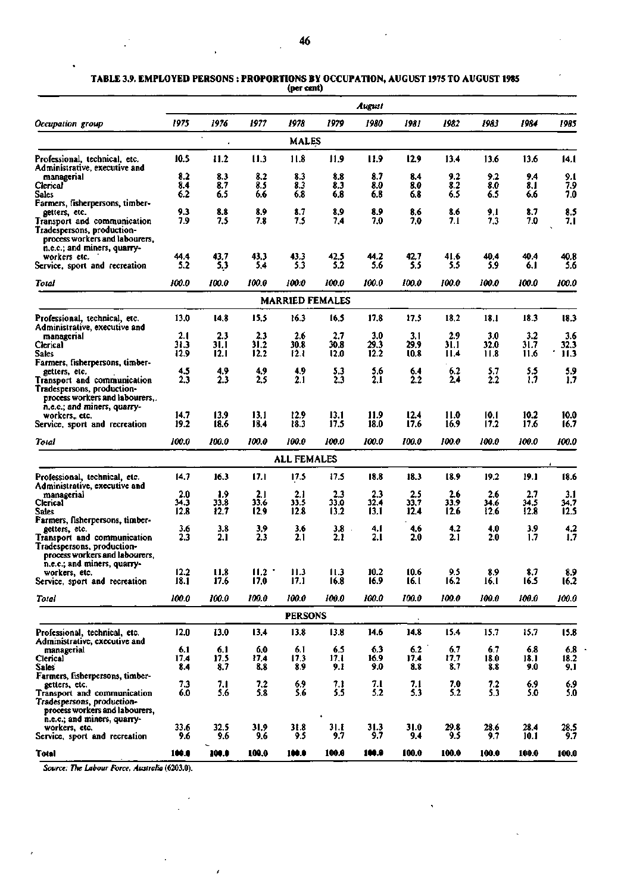**TABLE 3.9. EMPLOYED PERSONS : PROPORTIONS BY OCCUPATION, AUGUST 1975 TO AUGUST 1985**
(per cent)

| Occupation group | August 1975 | 1976 | 1977 | 1978 | 1979 | 1980 | 1981 | 1982 | 1983 | 1984 | 1985 |
|---|---|---|---|---|---|---|---|---|---|---|---|
| **MALES** | | | | | | | | | | | |
| Professional, technical, etc. | 10.5 | 11.2 | 11.3 | 11.8 | 11.9 | 11.9 | 12.9 | 13.4 | 13.6 | 13.6 | 14.1 |
| Administrative, executive and managerial | 8.2 | 8.3 | 8.2 | 8.3 | 8.8 | 8.7 | 8.4 | 9.2 | 9.2 | 9.4 | 9.1 |
| Clerical | 8.4 | 8.7 | 8.5 | 8.3 | 8.3 | 8.0 | 8.0 | 8.2 | 8.0 | 8.1 | 7.9 |
| Sales | 6.2 | 6.5 | 6.6 | 6.8 | 6.8 | 6.8 | 6.8 | 6.5 | 6.5 | 6.6 | 7.0 |
| Farmers, fisherpersons, timber-getters, etc. | 9.3 | 8.8 | 8.9 | 8.7 | 8.9 | 8.9 | 8.6 | 8.6 | 9.1 | 8.7 | 8.5 |
| Transport and communication | 7.9 | 7.5 | 7.8 | 7.5 | 7.4 | 7.0 | 7.0 | 7.1 | 7.3 | 7.0 | 7.1 |
| Tradespersons, production-process workers and labourers, n.e.c.; and miners, quarry-workers etc. | 44.4 | 43.7 | 43.3 | 43.3 | 42.5 | 44.2 | 42.7 | 41.6 | 40.4 | 40.4 | 40.8 |
| Service, sport and recreation | 5.2 | 5.3 | 5.4 | 5.3 | 5.2 | 5.6 | 5.5 | 5.5 | 5.9 | 6.1 | 5.6 |
| *Total* | *100.0* | *100.0* | *100.0* | *100.0* | *100.0* | *100.0* | *100.0* | *100.0* | *100.0* | *100.0* | *100.0* |
| **MARRIED FEMALES** | | | | | | | | | | | |
| Professional, technical, etc. | 13.0 | 14.8 | 15.5 | 16.3 | 16.5 | 17.8 | 17.5 | 18.2 | 18.1 | 18.3 | 18.3 |
| Administrative, executive and managerial | 2.1 | 2.3 | 2.3 | 2.6 | 2.7 | 3.0 | 3.1 | 2.9 | 3.0 | 3.2 | 3.6 |
| Clerical | 31.3 | 31.1 | 31.2 | 30.8 | 30.8 | 29.3 | 29.9 | 31.1 | 32.0 | 31.7 | 32.3 |
| Sales | 12.9 | 12.1 | 12.2 | 12.1 | 12.0 | 12.2 | 10.8 | 11.4 | 11.8 | 11.6 | 11.3 |
| Farmers, fisherpersons, timber-getters, etc. | 4.5 | 4.9 | 4.9 | 4.9 | 5.3 | 5.6 | 6.4 | 6.2 | 5.7 | 5.5 | 5.9 |
| Transport and communication | 2.3 | 2.3 | 2.5 | 2.1 | 2.3 | 2.1 | 2.2 | 2.4 | 2.2 | 1.7 | 1.7 |
| Tradespersons, production-process workers and labourers, n.e.c.; and miners, quarry-workers, etc. | 14.7 | 13.9 | 13.1 | 12.9 | 13.1 | 11.9 | 12.4 | 11.0 | 10.1 | 10.2 | 10.0 |
| Service, sport and recreation | 19.2 | 18.6 | 18.4 | 18.3 | 17.5 | 18.0 | 17.6 | 16.9 | 17.2 | 17.6 | 16.7 |
| *Total* | *100.0* | *100.0* | *100.0* | *100.0* | *100.0* | *100.0* | *100.0* | *100.0* | *100.0* | *100.0* | *100.0* |
| **ALL FEMALES** | | | | | | | | | | | |
| Professional, technical, etc. | 14.7 | 16.3 | 17.1 | 17.5 | 17.5 | 18.8 | 18.3 | 18.9 | 19.2 | 19.1 | 18.6 |
| Administrative, executive and managerial | 2.0 | 1.9 | 2.1 | 2.1 | 2.3 | 2.3 | 2.5 | 2.6 | 2.6 | 2.7 | 3.1 |
| Clerical | 34.3 | 33.8 | 33.6 | 33.5 | 33.0 | 32.4 | 33.7 | 33.9 | 34.6 | 34.5 | 34.7 |
| Sales | 12.8 | 12.7 | 12.9 | 12.8 | 13.2 | 13.1 | 12.4 | 12.6 | 12.6 | 12.8 | 12.5 |
| Farmers, fisherpersons, timber-getters, etc. | 3.6 | 3.8 | 3.9 | 3.6 | 3.8 | 4.1 | 4.6 | 4.2 | 4.0 | 3.9 | 4.2 |
| Transport and communication | 2.3 | 2.1 | 2.3 | 2.1 | 2.1 | 2.1 | 2.0 | 2.1 | 2.0 | 1.7 | 1.7 |
| Tradespersons, production-process workers and labourers, n.e.c.; and miners, quarry-workers, etc. | 12.2 | 11.8 | 11.2 | 11.3 | 11.3 | 10.2 | 10.6 | 9.5 | 8.9 | 8.7 | 8.9 |
| Service, sport and recreation | 18.1 | 17.6 | 17.0 | 17.1 | 16.8 | 16.9 | 16.1 | 16.2 | 16.1 | 16.5 | 16.2 |
| *Total* | *100.0* | *100.0* | *100.0* | *100.0* | *100.0* | *100.0* | *100.0* | *100.0* | *100.0* | *100.0* | *100.0* |
| **PERSONS** | | | | | | | | | | | |
| Professional, technical, etc. | 12.0 | 13.0 | 13.4 | 13.8 | 13.8 | 14.6 | 14.8 | 15.4 | 15.7 | 15.7 | 15.8 |
| Administrative, executive and managerial | 6.1 | 6.1 | 6.0 | 6.1 | 6.5 | 6.3 | 6.2 | 6.7 | 6.7 | 6.8 | 6.8 |
| Clerical | 17.4 | 17.5 | 17.4 | 17.3 | 17.1 | 16.9 | 17.4 | 17.7 | 18.0 | 18.1 | 18.2 |
| Sales | 8.4 | 8.7 | 8.8 | 8.9 | 9.1 | 9.0 | 8.8 | 8.7 | 8.8 | 9.0 | 9.1 |
| Farmers, fisherpersons, timber-getters, etc. | 7.3 | 7.1 | 7.2 | 6.9 | 7.1 | 7.1 | 7.1 | 7.0 | 7.2 | 6.9 | 6.9 |
| Transport and communication | 6.0 | 5.6 | 5.8 | 5.6 | 5.5 | 5.2 | 5.3 | 5.2 | 5.3 | 5.0 | 5.0 |
| Tradespersons, production-process workers and labourers, n.e.c.; and miners, quarry-workers, etc. | 33.6 | 32.5 | 31.9 | 31.8 | 31.1 | 31.3 | 31.0 | 29.8 | 28.6 | 28.4 | 28.5 |
| Service, sport and recreation | 9.6 | 9.6 | 9.6 | 9.5 | 9.7 | 9.7 | 9.4 | 9.5 | 9.7 | 10.1 | 9.7 |
| **Total** | **100.0** | **100.0** | **100.0** | **100.0** | **100.0** | **100.0** | **100.0** | **100.0** | **100.0** | **100.0** | **100.0** |

*Source: The Labour Force, Australia (6203.0).*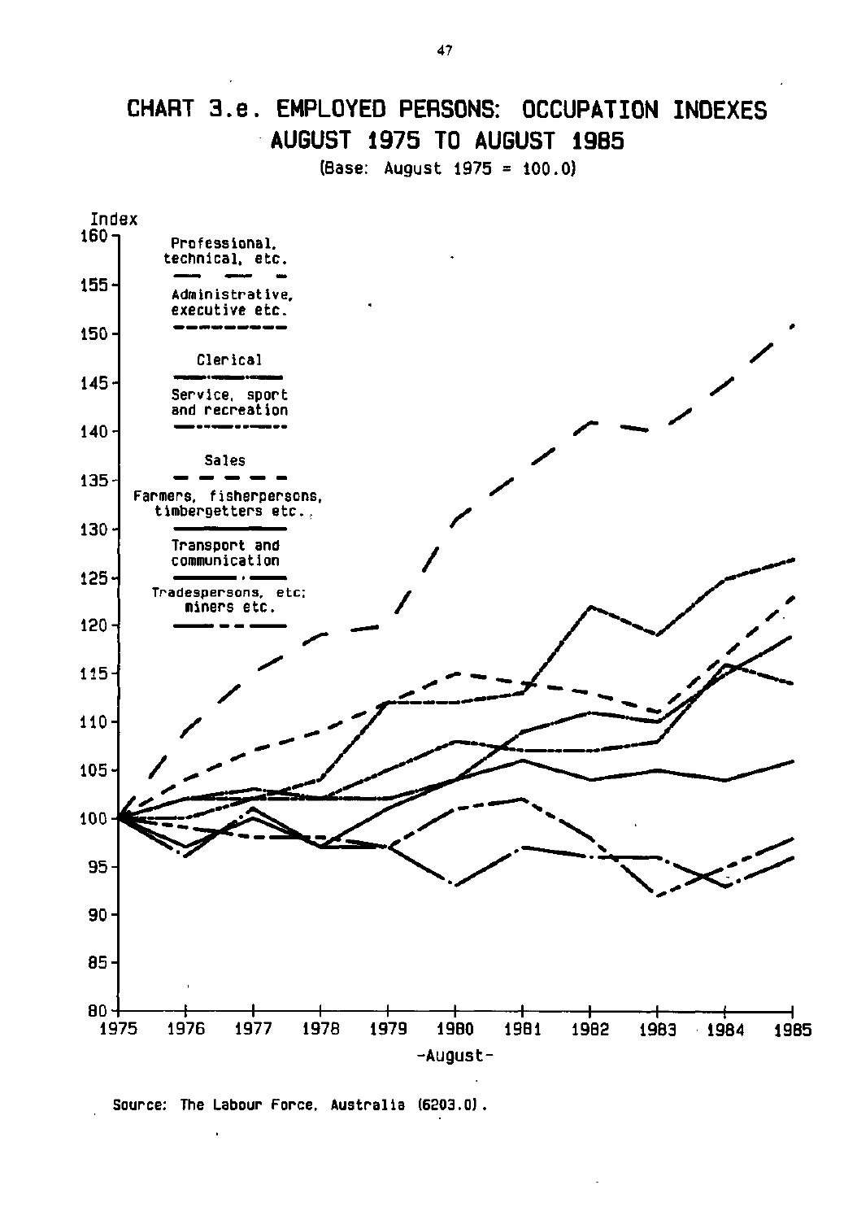# CHART 3.e. EMPLOYED PERSONS: OCCUPATION INDEXES AUGUST 1975 TO AUGUST 1985

(Base: August 1975 = 100.0)

Source: The Labour Force, Australia (6203.0).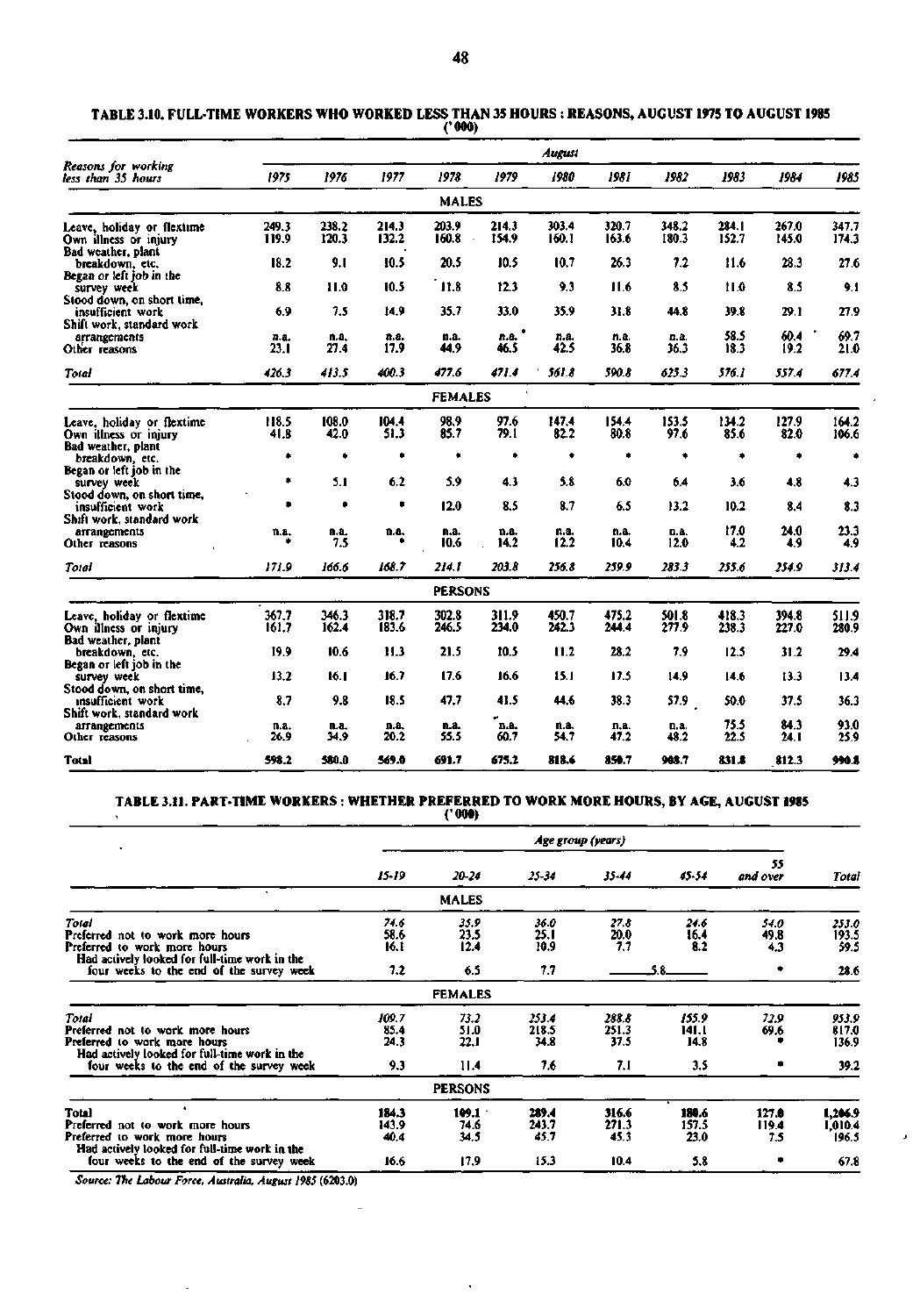**TABLE 3.10. FULL-TIME WORKERS WHO WORKED LESS THAN 35 HOURS : REASONS, AUGUST 1975 TO AUGUST 1985**
**('000)**

| Reasons for working less than 35 hours | August | | | | | | | | | | |
|---|---|---|---|---|---|---|---|---|---|---|---|
| | 1975 | 1976 | 1977 | 1978 | 1979 | 1980 | 1981 | 1982 | 1983 | 1984 | 1985 |
| | | | | | **MALES** | | | | | | |
| Leave, holiday or flextime | 249.3 | 238.2 | 214.3 | 203.9 | 214.3 | 303.4 | 320.7 | 348.2 | 284.1 | 267.0 | 347.7 |
| Own illness or injury | 119.9 | 120.3 | 132.2 | 160.8 | 154.9 | 160.1 | 163.6 | 180.3 | 152.7 | 145.0 | 174.3 |
| Bad weather, plant breakdown, etc. | 18.2 | 9.1 | 10.5 | 20.5 | 10.5 | 10.7 | 26.3 | 7.2 | 11.6 | 28.3 | 27.6 |
| Began or left job in the survey week | 8.8 | 11.0 | 10.5 | 11.8 | 12.3 | 9.3 | 11.6 | 8.5 | 11.0 | 8.5 | 9.1 |
| Stood down, on short time, insufficient work | 6.9 | 7.5 | 14.9 | 35.7 | 33.0 | 35.9 | 31.8 | 44.8 | 39.8 | 29.1 | 27.9 |
| Shift work, standard work arrangements | n.a. | n.a. | n.a. | n.a. | n.a. | n.a. | n.a. | n.a. | 58.5 | 60.4 | 69.7 |
| Other reasons | 23.1 | 27.4 | 17.9 | 44.9 | 46.5 | 42.5 | 36.8 | 36.3 | 18.3 | 19.2 | 21.0 |
| *Total* | *426.3* | *413.5* | *400.3* | *477.6* | *471.4* | *561.8* | *590.8* | *625.3* | *576.1* | *557.4* | *677.4* |
| | | | | | **FEMALES** | | | | | | |
| Leave, holiday or flextime | 118.5 | 108.0 | 104.4 | 98.9 | 97.6 | 147.4 | 154.4 | 153.5 | 134.2 | 127.9 | 164.2 |
| Own illness or injury | 41.8 | 42.0 | 51.3 | 85.7 | 79.1 | 82.2 | 80.8 | 97.6 | 85.6 | 82.0 | 106.6 |
| Bad weather, plant breakdown, etc. | * | * | * | * | * | * | * | * | * | * | * |
| Began or left job in the survey week | * | 5.1 | 6.2 | 5.9 | 4.3 | 5.8 | 6.0 | 6.4 | 3.6 | 4.8 | 4.3 |
| Stood down, on short time, insufficient work | * | * | * | 12.0 | 8.5 | 8.7 | 6.5 | 13.2 | 10.2 | 8.4 | 8.3 |
| Shift work, standard work arrangements | n.a. | n.a. | n.a. | n.a. | n.a. | n.a. | n.a. | n.a. | 17.0 | 24.0 | 23.3 |
| Other reasons | * | 7.5 | * | 10.6 | 14.2 | 12.2 | 10.4 | 12.0 | 4.2 | 4.9 | 4.9 |
| *Total* | *171.9* | *166.6* | *168.7* | *214.1* | *203.8* | *256.8* | *259.9* | *283.3* | *255.6* | *254.9* | *313.4* |
| | | | | | **PERSONS** | | | | | | |
| Leave, holiday or flextime | 367.7 | 346.3 | 318.7 | 302.8 | 311.9 | 450.7 | 475.2 | 501.8 | 418.3 | 394.8 | 511.9 |
| Own illness or injury | 161.7 | 162.4 | 183.6 | 246.5 | 234.0 | 242.3 | 244.4 | 277.9 | 238.3 | 227.0 | 280.9 |
| Bad weather, plant breakdown, etc. | 19.9 | 10.6 | 11.3 | 21.5 | 10.5 | 11.2 | 28.2 | 7.9 | 12.5 | 31.2 | 29.4 |
| Began or left job in the survey week | 13.2 | 16.1 | 16.7 | 17.6 | 16.6 | 15.1 | 17.5 | 14.9 | 14.6 | 13.3 | 13.4 |
| Stood down, on short time, insufficient work | 8.7 | 9.8 | 18.5 | 47.7 | 41.5 | 44.6 | 38.3 | 57.9 | 50.0 | 37.5 | 36.3 |
| Shift work, standard work arrangements | n.a. | n.a. | n.a. | n.a. | n.a. | n.a. | n.a. | n.a. | 75.5 | 84.3 | 93.0 |
| Other reasons | 26.9 | 34.9 | 20.2 | 55.5 | 60.7 | 54.7 | 47.2 | 48.2 | 22.5 | 24.1 | 25.9 |
| **Total** | **598.2** | **580.0** | **569.0** | **691.7** | **675.2** | **818.6** | **850.7** | **908.7** | **831.8** | **812.3** | **990.8** |

**TABLE 3.11. PART-TIME WORKERS : WHETHER PREFERRED TO WORK MORE HOURS, BY AGE, AUGUST 1985**
**('000)**

| | Age group (years) | | | | | | |
|---|---|---|---|---|---|---|---|
| | 15-19 | 20-24 | 25-34 | 35-44 | 45-54 | 55 and over | Total |
| | | **MALES** | | | | | |
| *Total* | *74.6* | *35.9* | *36.0* | *27.8* | *24.6* | *54.0* | *253.0* |
| Preferred not to work more hours | 58.6 | 23.5 | 25.1 | 20.0 | 16.4 | 49.8 | 193.5 |
| Preferred to work more hours | 16.1 | 12.4 | 10.9 | 7.7 | 8.2 | 4.3 | 59.5 |
| Had actively looked for full-time work in the four weeks to the end of the survey week | 7.2 | 6.5 | 7.7 | 5.8 | | * | 28.6 |
| | | **FEMALES** | | | | | |
| *Total* | *109.7* | *73.2* | *253.4* | *288.8* | *155.9* | *72.9* | *953.9* |
| Preferred not to work more hours | 85.4 | 51.0 | 218.5 | 251.3 | 141.1 | 69.6 | 817.0 |
| Preferred to work more hours | 24.3 | 22.1 | 34.8 | 37.5 | 14.8 | * | 136.9 |
| Had actively looked for full-time work in the four weeks to the end of the survey week | 9.3 | 11.4 | 7.6 | 7.1 | 3.5 | * | 39.2 |
| | | **PERSONS** | | | | | |
| **Total** | **184.3** | **109.1** | **289.4** | **316.6** | **180.6** | **127.0** | **1,206.9** |
| Preferred not to work more hours | 143.9 | 74.6 | 243.7 | 271.3 | 157.5 | 119.4 | 1,010.4 |
| Preferred to work more hours | 40.4 | 34.5 | 45.7 | 45.3 | 23.0 | 7.5 | 196.5 |
| Had actively looked for full-time work in the four weeks to the end of the survey week | 16.6 | 17.9 | 15.3 | 10.4 | 5.8 | * | 67.8 |

*Source: The Labour Force, Australia, August 1985 (6203.0)*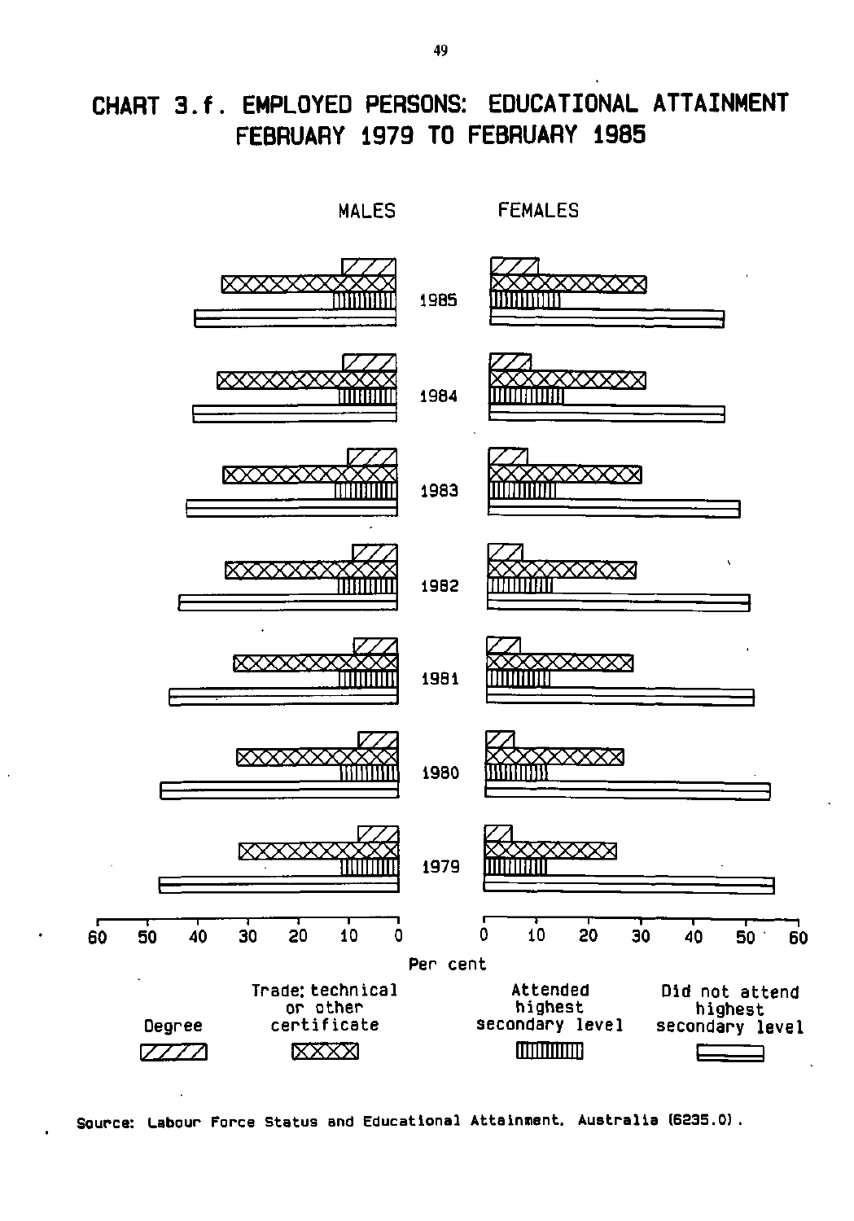# CHART 3.f. EMPLOYED PERSONS: EDUCATIONAL ATTAINMENT FEBRUARY 1979 TO FEBRUARY 1985

MALES | FEMALES

1985

1984

1983

1982

1981

1980

1979

60 50 40 30 20 10 0 | 0 10 20 30 40 50 60

Per cent

Degree | Trade; technical or other certificate | Attended highest secondary level | Did not attend highest secondary level

Source: Labour Force Status and Educational Attainment, Australia (6235.0).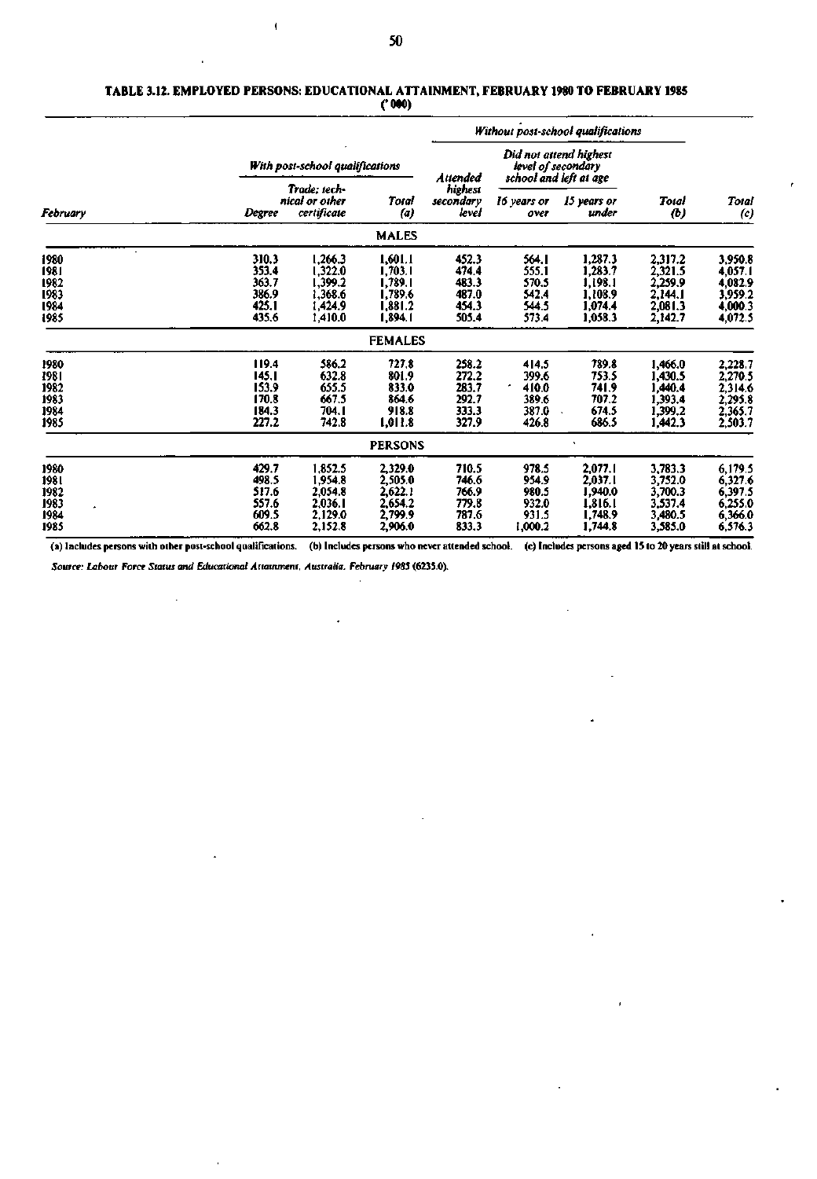**TABLE 3.12. EMPLOYED PERSONS: EDUCATIONAL ATTAINMENT, FEBRUARY 1980 TO FEBRUARY 1985**
**('000)**

| February | With post-school qualifications | | | Without post-school qualifications | | | | |
|---|---|---|---|---|---|---|---|---|
| | | | | Attended highest secondary level | Did not attend highest level of secondary school and left at age | | | |
| | Degree | Trade; technical or other certificate | Total (a) | | 16 years or over | 15 years or under | Total (b) | Total (c) |
| **MALES** | | | | | | | | |
| 1980 | 310.3 | 1,266.3 | 1,601.1 | 452.3 | 564.1 | 1,287.3 | 2,317.2 | 3,950.8 |
| 1981 | 353.4 | 1,322.0 | 1,703.1 | 474.4 | 555.1 | 1,283.7 | 2,321.5 | 4,057.1 |
| 1982 | 363.7 | 1,399.2 | 1,789.1 | 483.3 | 570.5 | 1,198.1 | 2,259.9 | 4,082.9 |
| 1983 | 386.9 | 1,368.6 | 1,789.6 | 487.0 | 542.4 | 1,108.9 | 2,144.1 | 3,959.2 |
| 1984 | 425.1 | 1,424.9 | 1,881.2 | 454.3 | 544.5 | 1,074.4 | 2,081.3 | 4,000.3 |
| 1985 | 435.6 | 1,410.0 | 1,894.1 | 505.4 | 573.4 | 1,058.3 | 2,142.7 | 4,072.5 |
| **FEMALES** | | | | | | | | |
| 1980 | 119.4 | 586.2 | 727.8 | 258.2 | 414.5 | 789.8 | 1,466.0 | 2,228.7 |
| 1981 | 145.1 | 632.8 | 801.9 | 272.2 | 399.6 | 753.5 | 1,430.5 | 2,270.5 |
| 1982 | 153.9 | 655.5 | 833.0 | 283.7 | 410.0 | 741.9 | 1,440.4 | 2,314.6 |
| 1983 | 170.8 | 667.5 | 864.6 | 292.7 | 389.6 | 707.2 | 1,393.4 | 2,295.8 |
| 1984 | 184.3 | 704.1 | 918.8 | 333.3 | 387.0 | 674.5 | 1,399.2 | 2,365.7 |
| 1985 | 227.2 | 742.8 | 1,011.8 | 327.9 | 426.8 | 686.5 | 1,442.3 | 2,503.7 |
| **PERSONS** | | | | | | | | |
| 1980 | 429.7 | 1,852.5 | 2,329.0 | 710.5 | 978.5 | 2,077.1 | 3,783.3 | 6,179.5 |
| 1981 | 498.5 | 1,954.8 | 2,505.0 | 746.6 | 954.9 | 2,037.1 | 3,752.0 | 6,327.6 |
| 1982 | 517.6 | 2,054.8 | 2,622.1 | 766.9 | 980.5 | 1,940.0 | 3,700.3 | 6,397.5 |
| 1983 | 557.6 | 2,036.1 | 2,654.2 | 779.8 | 932.0 | 1,816.1 | 3,537.4 | 6,255.0 |
| 1984 | 609.5 | 2,129.0 | 2,799.9 | 787.6 | 931.5 | 1,748.9 | 3,480.5 | 6,366.0 |
| 1985 | 662.8 | 2,152.8 | 2,906.0 | 833.3 | 1,000.2 | 1,744.8 | 3,585.0 | 6,576.3 |

(a) Includes persons with other post-school qualifications. (b) Includes persons who never attended school. (c) Includes persons aged 15 to 20 years still at school.

*Source: Labour Force Status and Educational Attainment, Australia, February 1985* (6235.0).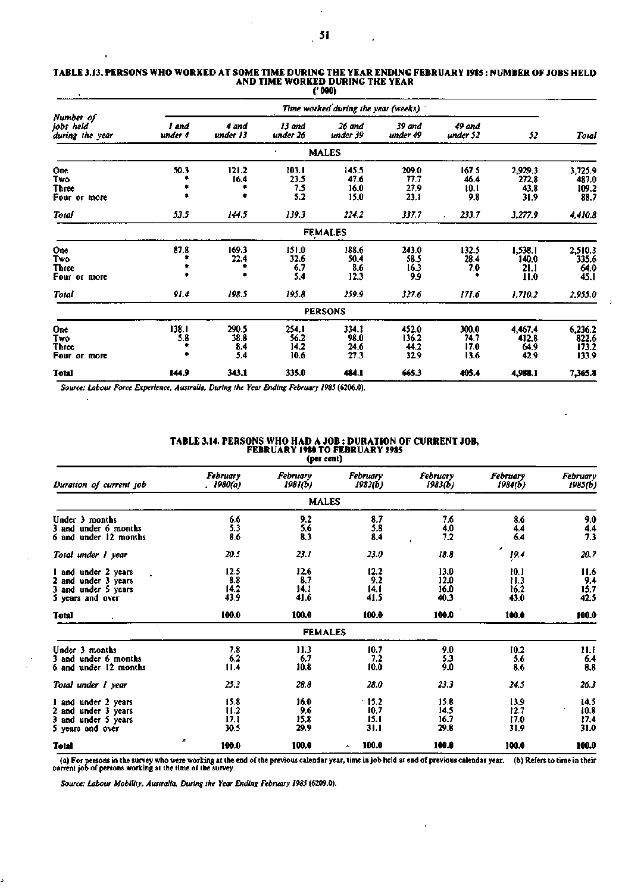TABLE 3.13. PERSONS WHO WORKED AT SOME TIME DURING THE YEAR ENDING FEBRUARY 1985 : NUMBER OF JOBS HELD AND TIME WORKED DURING THE YEAR
('000)

| Number of jobs held during the year | Time worked during the year (weeks) | | | | | | | |
|---|---|---|---|---|---|---|---|---|
| | 1 and under 4 | 4 and under 13 | 13 and under 26 | 26 and under 39 | 39 and under 49 | 49 and under 52 | 52 | Total |
| **MALES** | | | | | | | | |
| One | 50.3 | 121.2 | 103.1 | 145.5 | 209.0 | 167.5 | 2,929.3 | 3,725.9 |
| Two | * | 16.4 | 23.5 | 47.6 | 77.7 | 46.4 | 272.8 | 487.0 |
| Three | * | * | 7.5 | 16.0 | 27.9 | 10.1 | 43.8 | 109.2 |
| Four or more | * | * | 5.2 | 15.0 | 23.1 | 9.8 | 31.9 | 88.7 |
| *Total* | *53.5* | *144.5* | *139.3* | *224.2* | *337.7* | *233.7* | *3,277.9* | *4,410.8* |
| **FEMALES** | | | | | | | | |
| One | 87.8 | 169.3 | 151.0 | 188.6 | 243.0 | 132.5 | 1,538.1 | 2,510.3 |
| Two | * | 22.4 | 32.6 | 50.4 | 58.5 | 28.4 | 140.0 | 335.6 |
| Three | * | * | 6.7 | 8.6 | 16.3 | 7.0 | 21.1 | 64.0 |
| Four or more | * | * | 5.4 | 12.3 | 9.9 | * | 11.0 | 45.1 |
| *Total* | *91.4* | *198.5* | *195.8* | *259.9* | *327.6* | *171.6* | *1,710.2* | *2,955.0* |
| **PERSONS** | | | | | | | | |
| One | 138.1 | 290.5 | 254.1 | 334.1 | 452.0 | 300.0 | 4,467.4 | 6,236.2 |
| Two | 5.8 | 38.8 | 56.2 | 98.0 | 136.2 | 74.7 | 412.8 | 822.6 |
| Three | * | 8.4 | 14.2 | 24.6 | 44.2 | 17.0 | 64.9 | 173.2 |
| Four or more | * | 5.4 | 10.6 | 27.3 | 32.9 | 13.6 | 42.9 | 133.9 |
| **Total** | **144.9** | **343.1** | **335.0** | **484.1** | **665.3** | **405.4** | **4,988.1** | **7,365.8** |

*Source: Labour Force Experience, Australia, During the Year Ending February 1985 (6206.0).*

TABLE 3.14. PERSONS WHO HAD A JOB : DURATION OF CURRENT JOB, FEBRUARY 1980 TO FEBRUARY 1985
(per cent)

| Duration of current job | February 1980(a) | February 1981(b) | February 1982(b) | February 1983(b) | February 1984(b) | February 1985(b) |
|---|---|---|---|---|---|---|
| **MALES** | | | | | | |
| Under 3 months | 6.6 | 9.2 | 8.7 | 7.6 | 8.6 | 9.0 |
| 3 and under 6 months | 5.3 | 5.6 | 5.8 | 4.0 | 4.4 | 4.4 |
| 6 and under 12 months | 8.6 | 8.3 | 8.4 | 7.2 | 6.4 | 7.3 |
| *Total under 1 year* | *20.5* | *23.1* | *23.0* | *18.8* | *19.4* | *20.7* |
| 1 and under 2 years | 12.5 | 12.6 | 12.2 | 13.0 | 10.1 | 11.6 |
| 2 and under 3 years | 8.8 | 8.7 | 9.2 | 12.0 | 11.3 | 9.4 |
| 3 and under 5 years | 14.2 | 14.1 | 14.1 | 16.0 | 16.2 | 15.7 |
| 5 years and over | 43.9 | 41.6 | 41.5 | 40.3 | 43.0 | 42.5 |
| **Total** | **100.0** | **100.0** | **100.0** | **100.0** | **100.0** | **100.0** |
| **FEMALES** | | | | | | |
| Under 3 months | 7.8 | 11.3 | 10.7 | 9.0 | 10.2 | 11.1 |
| 3 and under 6 months | 6.2 | 6.7 | 7.2 | 5.3 | 5.6 | 6.4 |
| 6 and under 12 months | 11.4 | 10.8 | 10.0 | 9.0 | 8.6 | 8.8 |
| *Total under 1 year* | *25.3* | *28.8* | *28.0* | *23.3* | *24.5* | *26.3* |
| 1 and under 2 years | 15.8 | 16.0 | 15.2 | 15.8 | 13.9 | 14.5 |
| 2 and under 3 years | 11.2 | 9.6 | 10.7 | 14.5 | 12.7 | 10.8 |
| 3 and under 5 years | 17.1 | 15.8 | 15.1 | 16.7 | 17.0 | 17.4 |
| 5 years and over | 30.5 | 29.9 | 31.1 | 29.8 | 31.9 | 31.0 |
| **Total** | **100.0** | **100.0** | **100.0** | **100.0** | **100.0** | **100.0** |

(a) For persons in the survey who were working at the end of the previous calendar year, time in job held at end of previous calendar year. (b) Refers to time in their current job of persons working at the time of the survey.

*Source: Labour Mobility, Australia, During the Year Ending February 1985 (6209.0).*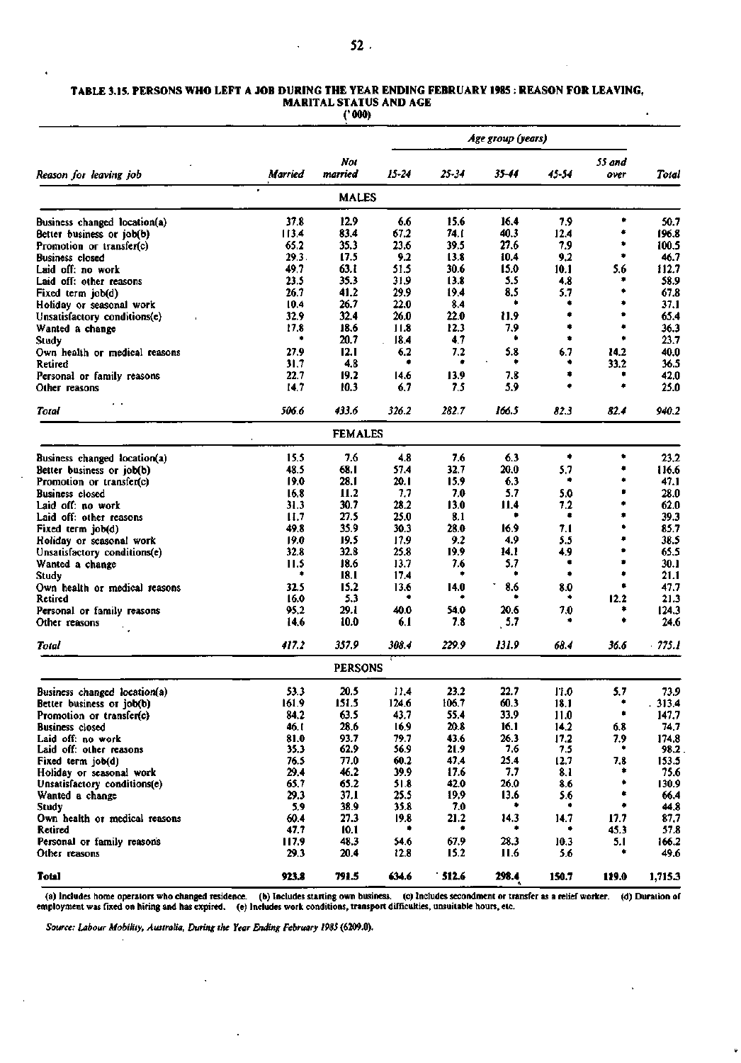**TABLE 3.15. PERSONS WHO LEFT A JOB DURING THE YEAR ENDING FEBRUARY 1985 : REASON FOR LEAVING, MARITAL STATUS AND AGE**

('000)

| Reason for leaving job | Married | Not married | Age group (years) 15-24 | 25-34 | 35-44 | 45-54 | 55 and over | Total |
|---|---|---|---|---|---|---|---|---|
| **MALES** | | | | | | | | |
| Business changed location(a) | 37.8 | 12.9 | 6.6 | 15.6 | 16.4 | 7.9 | * | 50.7 |
| Better business or job(b) | 113.4 | 83.4 | 67.2 | 74.1 | 40.3 | 12.4 | * | 196.8 |
| Promotion or transfer(c) | 65.2 | 35.3 | 23.6 | 39.5 | 27.6 | 7.9 | * | 100.5 |
| Business closed | 29.3 | 17.5 | 9.2 | 13.8 | 10.4 | 9.2 | * | 46.7 |
| Laid off: no work | 49.7 | 63.1 | 51.5 | 30.6 | 15.0 | 10.1 | 5.6 | 112.7 |
| Laid off: other reasons | 23.5 | 35.3 | 31.9 | 13.8 | 5.5 | 4.8 | * | 58.9 |
| Fixed term job(d) | 26.7 | 41.2 | 29.9 | 19.4 | 8.5 | 5.7 | * | 67.8 |
| Holiday or seasonal work | 10.4 | 26.7 | 22.0 | 8.4 | * | * | * | 37.1 |
| Unsatisfactory conditions(e) | 32.9 | 32.4 | 26.0 | 22.0 | 11.9 | * | * | 65.4 |
| Wanted a change | 17.8 | 18.6 | 11.8 | 12.3 | 7.9 | * | * | 36.3 |
| Study | * | 20.7 | 18.4 | 4.7 | * | * | * | 23.7 |
| Own health or medical reasons | 27.9 | 12.1 | 6.2 | 7.2 | 5.8 | 6.7 | 14.2 | 40.0 |
| Retired | 31.7 | 4.8 | * | * | * | * | 33.2 | 36.5 |
| Personal or family reasons | 22.7 | 19.2 | 14.6 | 13.9 | 7.8 | * | * | 42.0 |
| Other reasons | 14.7 | 10.3 | 6.7 | 7.5 | 5.9 | * | * | 25.0 |
| *Total* | *506.6* | *433.6* | *326.2* | *282.7* | *166.5* | *82.3* | *82.4* | *940.2* |
| **FEMALES** | | | | | | | | |
| Business changed location(a) | 15.5 | 7.6 | 4.8 | 7.6 | 6.3 | * | * | 23.2 |
| Better business or job(b) | 48.5 | 68.1 | 57.4 | 32.7 | 20.0 | 5.7 | * | 116.6 |
| Promotion or transfer(c) | 19.0 | 28.1 | 20.1 | 15.9 | 6.3 | * | * | 47.1 |
| Business closed | 16.8 | 11.2 | 7.7 | 7.0 | 5.7 | 5.0 | * | 28.0 |
| Laid off: no work | 31.3 | 30.7 | 28.2 | 13.0 | 11.4 | 7.2 | * | 62.0 |
| Laid off: other reasons | 11.7 | 27.5 | 25.0 | 8.1 | * | * | * | 39.3 |
| Fixed term job(d) | 49.8 | 35.9 | 30.3 | 28.0 | 16.9 | 7.1 | * | 85.7 |
| Holiday or seasonal work | 19.0 | 19.5 | 17.9 | 9.2 | 4.9 | 5.5 | * | 38.5 |
| Unsatisfactory conditions(e) | 32.8 | 32.8 | 25.8 | 19.9 | 14.1 | 4.9 | * | 65.5 |
| Wanted a change | 11.5 | 18.6 | 13.7 | 7.6 | 5.7 | * | * | 30.1 |
| Study | * | 18.1 | 17.4 | * | * | * | * | 21.1 |
| Own health or medical reasons | 32.5 | 15.2 | 13.6 | 14.0 | 8.6 | 8.0 | * | 47.7 |
| Retired | 16.0 | 5.3 | * | * | * | * | 12.2 | 21.3 |
| Personal or family reasons | 95.2 | 29.1 | 40.0 | 54.0 | 20.6 | 7.0 | * | 124.3 |
| Other reasons | 14.6 | 10.0 | 6.1 | 7.8 | 5.7 | * | * | 24.6 |
| *Total* | *417.2* | *357.9* | *308.4* | *229.9* | *131.9* | *68.4* | *36.6* | *775.1* |
| **PERSONS** | | | | | | | | |
| Business changed location(a) | 53.3 | 20.5 | 11.4 | 23.2 | 22.7 | 11.0 | 5.7 | 73.9 |
| Better business or job(b) | 161.9 | 151.5 | 124.6 | 106.7 | 60.3 | 18.1 | * | 313.4 |
| Promotion or transfer(c) | 84.2 | 63.5 | 43.7 | 55.4 | 33.9 | 11.0 | * | 147.7 |
| Business closed | 46.1 | 28.6 | 16.9 | 20.8 | 16.1 | 14.2 | 6.8 | 74.7 |
| Laid off: no work | 81.0 | 93.7 | 79.7 | 43.6 | 26.3 | 17.2 | 7.9 | 174.8 |
| Laid off: other reasons | 35.3 | 62.9 | 56.9 | 21.9 | 7.6 | 7.5 | * | 98.2 |
| Fixed term job(d) | 76.5 | 77.0 | 60.2 | 47.4 | 25.4 | 12.7 | 7.8 | 153.5 |
| Holiday or seasonal work | 29.4 | 46.2 | 39.9 | 17.6 | 7.7 | 8.1 | * | 75.6 |
| Unsatisfactory conditions(e) | 65.7 | 65.2 | 51.8 | 42.0 | 26.0 | 8.6 | * | 130.9 |
| Wanted a change | 29.3 | 37.1 | 25.5 | 19.9 | 13.6 | 5.6 | * | 66.4 |
| Study | 5.9 | 38.9 | 35.8 | 7.0 | * | * | * | 44.8 |
| Own health or medical reasons | 60.4 | 27.3 | 19.8 | 21.2 | 14.3 | 14.7 | 17.7 | 87.7 |
| Retired | 47.7 | 10.1 | * | * | * | * | 45.3 | 57.8 |
| Personal or family reasons | 117.9 | 48.3 | 54.6 | 67.9 | 28.3 | 10.3 | 5.1 | 166.2 |
| Other reasons | 29.3 | 20.4 | 12.8 | 15.2 | 11.6 | 5.6 | * | 49.6 |
| **Total** | **923.8** | **791.5** | **634.6** | **512.6** | **298.4** | **150.7** | **119.0** | **1,715.3** |

(a) Includes home operators who changed residence. (b) Includes starting own business. (c) Includes secondment or transfer as a relief worker. (d) Duration of employment was fixed on hiring and has expired. (e) Includes work conditions, transport difficulties, unsuitable hours, etc.

*Source: Labour Mobility, Australia, During the Year Ending February 1985 (6209.0).*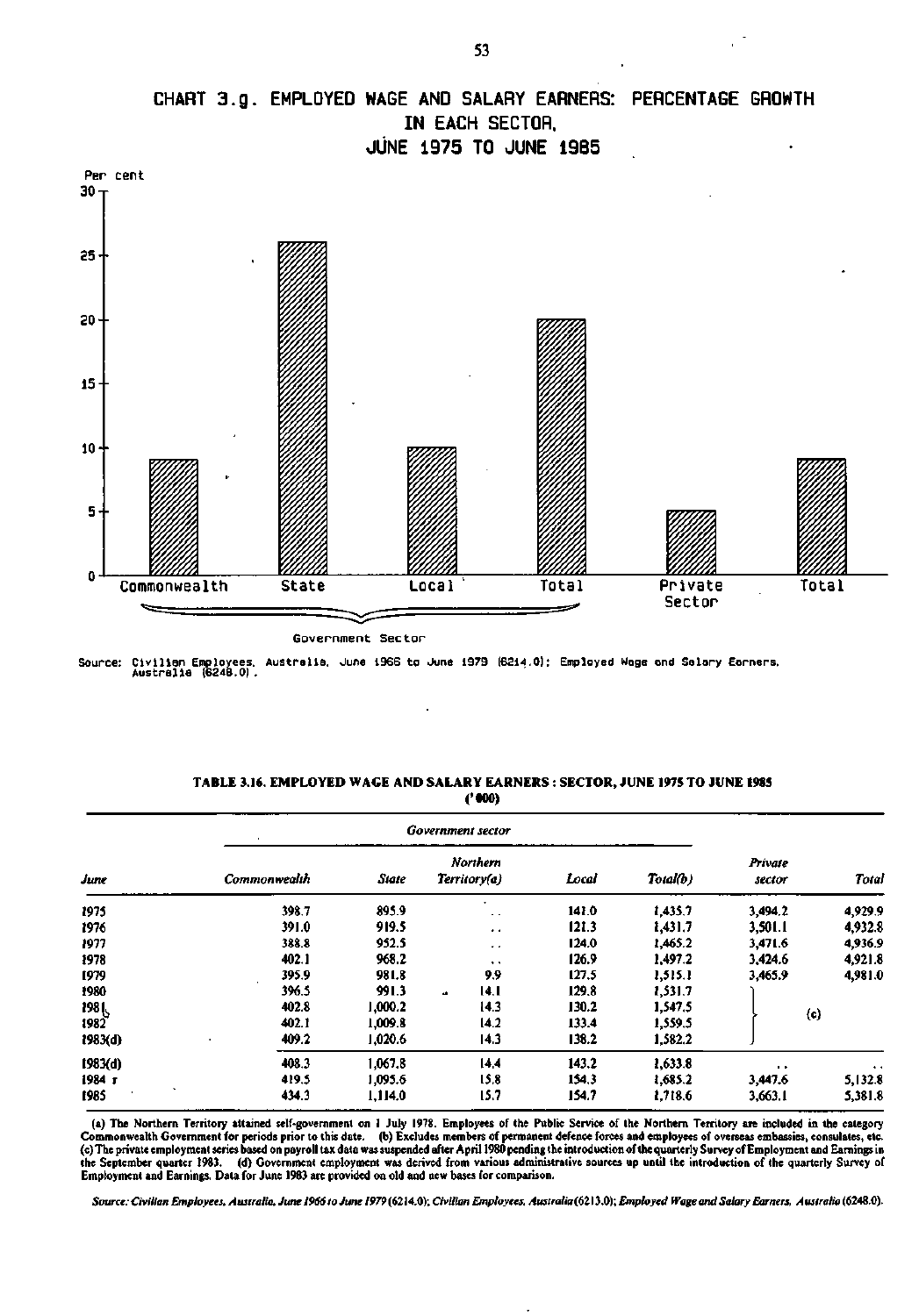# CHART 3.g. EMPLOYED WAGE AND SALARY EARNERS: PERCENTAGE GROWTH IN EACH SECTOR, JUNE 1975 TO JUNE 1985

Per cent

| Commonwealth | State | Local | Total | Private Sector | Total |
|---|---|---|---|---|---|

Government Sector

Source: Civilian Employees, Australia, June 1966 to June 1979 (6214.0); Employed Wage and Salary Earners, Australia (6248.0).

**TABLE 3.16. EMPLOYED WAGE AND SALARY EARNERS : SECTOR, JUNE 1975 TO JUNE 1985**
**('000)**

| | *Government sector* | | | | | | |
|---|---|---|---|---|---|---|---|
| *June* | *Commonwealth* | *State* | *Northern Territory(a)* | *Local* | *Total(b)* | *Private sector* | *Total* |
| 1975 | 398.7 | 895.9 | . . | 141.0 | 1,435.7 | 3,494.2 | 4,929.9 |
| 1976 | 391.0 | 919.5 | . . | 121.3 | 1,431.7 | 3,501.1 | 4,932.8 |
| 1977 | 388.8 | 952.5 | . . | 124.0 | 1,465.2 | 3,471.6 | 4,936.9 |
| 1978 | 402.1 | 968.2 | . . | 126.9 | 1,497.2 | 3,424.6 | 4,921.8 |
| 1979 | 395.9 | 981.8 | 9.9 | 127.5 | 1,515.1 | 3,465.9 | 4,981.0 |
| 1980 | 396.5 | 991.3 | 14.1 | 129.8 | 1,531.7 | (c) | |
| 1981 | 402.8 | 1,000.2 | 14.3 | 130.2 | 1,547.5 | (c) | |
| 1982 | 402.1 | 1,009.8 | 14.2 | 133.4 | 1,559.5 | (c) | |
| 1983(d) | 409.2 | 1,020.6 | 14.3 | 138.2 | 1,582.2 | (c) | |
| 1983(d) | 408.3 | 1,067.8 | 14.4 | 143.2 | 1,633.8 | . . | . . |
| 1984 r | 419.5 | 1,095.6 | 15.8 | 154.3 | 1,685.2 | 3,447.6 | 5,132.8 |
| 1985 | 434.3 | 1,114.0 | 15.7 | 154.7 | 1,718.6 | 3,663.1 | 5,381.8 |

(a) The Northern Territory attained self-government on 1 July 1978. Employees of the Public Service of the Northern Territory are included in the category Commonwealth Government for periods prior to this date. (b) Excludes members of permanent defence forces and employees of overseas embassies, consulates, etc. (c) The private employment series based on payroll tax data was suspended after April 1980 pending the introduction of the quarterly Survey of Employment and Earnings in the September quarter 1983. (d) Government employment was derived from various administrative sources up until the introduction of the quarterly Survey of Employment and Earnings. Data for June 1983 are provided on old and new bases for comparison.

*Source: Civilian Employees, Australia, June 1966 to June 1979 (6214.0); Civilian Employees, Australia (6213.0); Employed Wage and Salary Earners, Australia (6248.0).*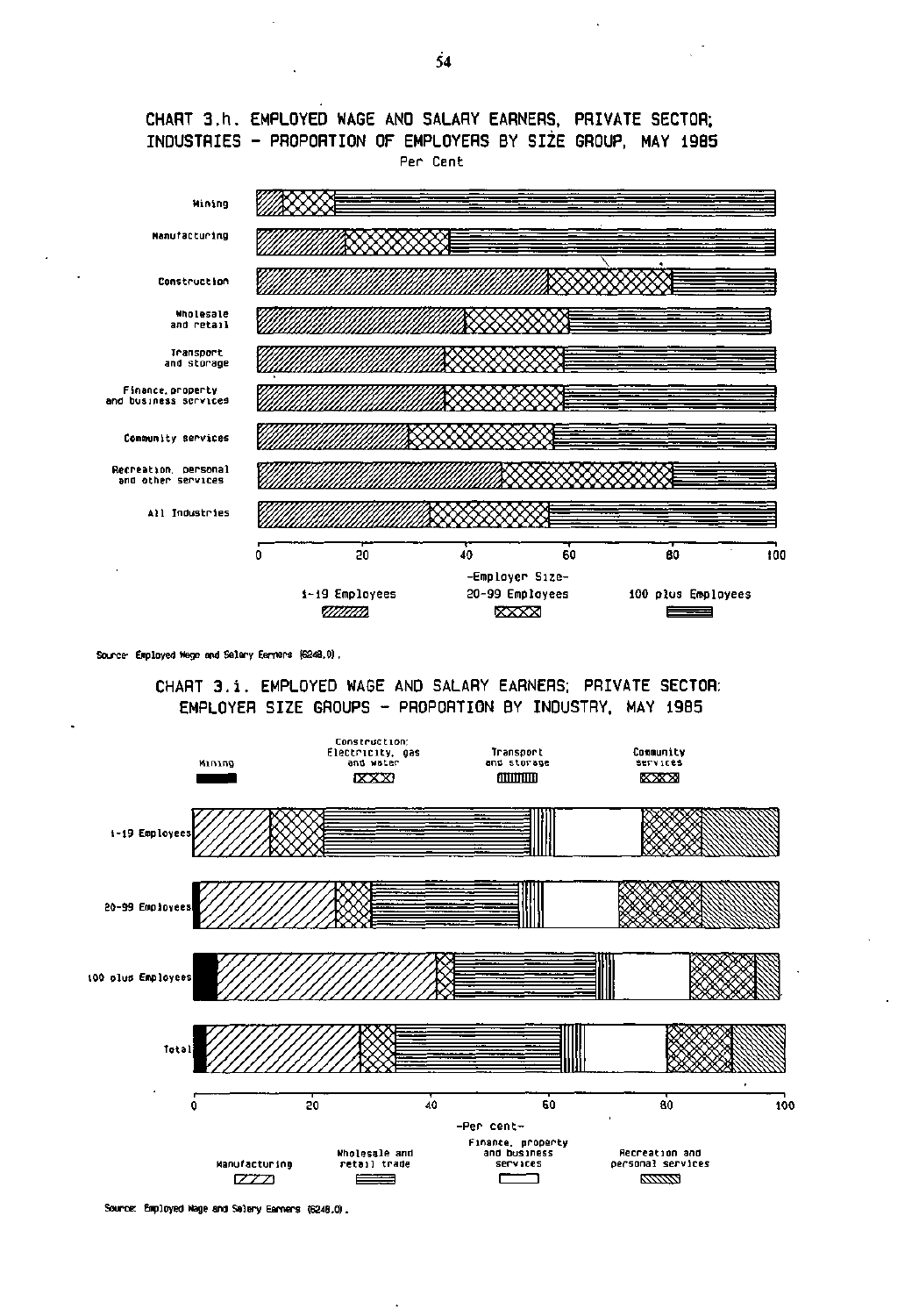## CHART 3.h. EMPLOYED WAGE AND SALARY EARNERS, PRIVATE SECTOR; INDUSTRIES - PROPORTION OF EMPLOYERS BY SIZE GROUP, MAY 1985

Per Cent

Mining

Manufacturing

Construction

Wholesale and retail

Transport and storage

Finance, property and business services

Community services

Recreation, personal and other services

All Industries

0 20 40 60 80 100

-Employer Size-

1-19 Employees 20-99 Employees 100 plus Employees

Source: Employed Wage and Salary Earners (6248.0).

## CHART 3.i. EMPLOYED WAGE AND SALARY EARNERS; PRIVATE SECTOR: EMPLOYER SIZE GROUPS - PROPORTION BY INDUSTRY, MAY 1985

Mining

Construction; Electricity, gas and water

Transport and storage

Community services

1-19 Employees

20-99 Employees

100 plus Employees

Total

0 20 40 60 80 100

-Per cent-

Manufacturing

Wholesale and retail trade

Finance, property and business services

Recreation and personal services

Source: Employed Wage and Salary Earners (6248.0).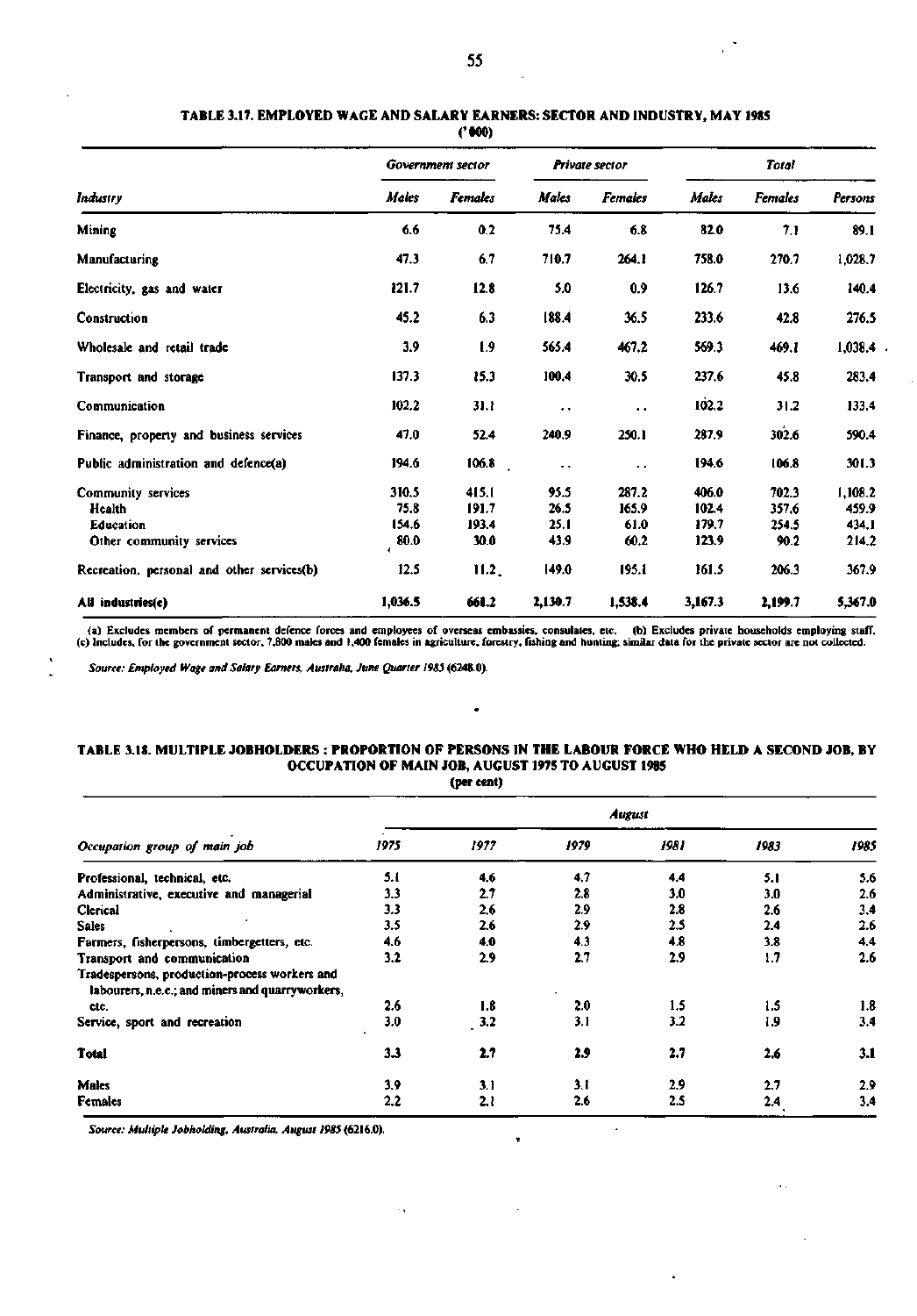## TABLE 3.17. EMPLOYED WAGE AND SALARY EARNERS: SECTOR AND INDUSTRY, MAY 1985

('000)

| Industry | Government sector | | Private sector | | Total | | |
|---|---|---|---|---|---|---|---|
| | *Males* | *Females* | *Males* | *Females* | *Males* | *Females* | *Persons* |
| Mining | 6.6 | 0.2 | 75.4 | 6.8 | 82.0 | 7.1 | 89.1 |
| Manufacturing | 47.3 | 6.7 | 710.7 | 264.1 | 758.0 | 270.7 | 1,028.7 |
| Electricity, gas and water | 121.7 | 12.8 | 5.0 | 0.9 | 126.7 | 13.6 | 140.4 |
| Construction | 45.2 | 6.3 | 188.4 | 36.5 | 233.6 | 42.8 | 276.5 |
| Wholesale and retail trade | 3.9 | 1.9 | 565.4 | 467.2 | 569.3 | 469.1 | 1,038.4 |
| Transport and storage | 137.3 | 15.3 | 100.4 | 30.5 | 237.6 | 45.8 | 283.4 |
| Communication | 102.2 | 31.1 | .. | .. | 102.2 | 31.2 | 133.4 |
| Finance, property and business services | 47.0 | 52.4 | 240.9 | 250.1 | 287.9 | 302.6 | 590.4 |
| Public administration and defence(a) | 194.6 | 106.8 | .. | .. | 194.6 | 106.8 | 301.3 |
| Community services | 310.5 | 415.1 | 95.5 | 287.2 | 406.0 | 702.3 | 1,108.2 |
| Health | 75.8 | 191.7 | 26.5 | 165.9 | 102.4 | 357.6 | 459.9 |
| Education | 154.6 | 193.4 | 25.1 | 61.0 | 179.7 | 254.5 | 434.1 |
| Other community services | 80.0 | 30.0 | 43.9 | 60.2 | 123.9 | 90.2 | 214.2 |
| Recreation, personal and other services(b) | 12.5 | 11.2 | 149.0 | 195.1 | 161.5 | 206.3 | 367.9 |
| **All industries(c)** | **1,036.5** | **661.2** | **2,130.7** | **1,538.4** | **3,167.3** | **2,199.7** | **5,367.0** |

(a) Excludes members of permanent defence forces and employees of overseas embassies, consulates, etc. (b) Excludes private households employing staff. (c) Includes, for the government sector, 7,800 males and 1,400 females in agriculture, forestry, fishing and hunting; similar data for the private sector are not collected.

*Source: Employed Wage and Salary Earners, Australia, June Quarter 1985 (6248.0).*

## TABLE 3.18. MULTIPLE JOBHOLDERS : PROPORTION OF PERSONS IN THE LABOUR FORCE WHO HELD A SECOND JOB, BY OCCUPATION OF MAIN JOB, AUGUST 1975 TO AUGUST 1985

(per cent)

| Occupation group of main job | August | | | | | |
|---|---|---|---|---|---|---|
| | *1975* | *1977* | *1979* | *1981* | *1983* | *1985* |
| Professional, technical, etc. | 5.1 | 4.6 | 4.7 | 4.4 | 5.1 | 5.6 |
| Administrative, executive and managerial | 3.3 | 2.7 | 2.8 | 3.0 | 3.0 | 2.6 |
| Clerical | 3.3 | 2.6 | 2.9 | 2.8 | 2.6 | 3.4 |
| Sales | 3.5 | 2.6 | 2.9 | 2.5 | 2.4 | 2.6 |
| Farmers, fisherpersons, timbergetters, etc. | 4.6 | 4.0 | 4.3 | 4.8 | 3.8 | 4.4 |
| Transport and communication | 3.2 | 2.9 | 2.7 | 2.9 | 1.7 | 2.6 |
| Tradespersons, production-process workers and labourers, n.e.c.; and miners and quarryworkers, etc. | 2.6 | 1.8 | 2.0 | 1.5 | 1.5 | 1.8 |
| Service, sport and recreation | 3.0 | 3.2 | 3.1 | 3.2 | 1.9 | 3.4 |
| **Total** | **3.3** | **2.7** | **2.9** | **2.7** | **2.6** | **3.1** |
| Males | 3.9 | 3.1 | 3.1 | 2.9 | 2.7 | 2.9 |
| Females | 2.2 | 2.1 | 2.6 | 2.5 | 2.4 | 3.4 |

*Source: Multiple Jobholding, Australia, August 1985 (6216.0).*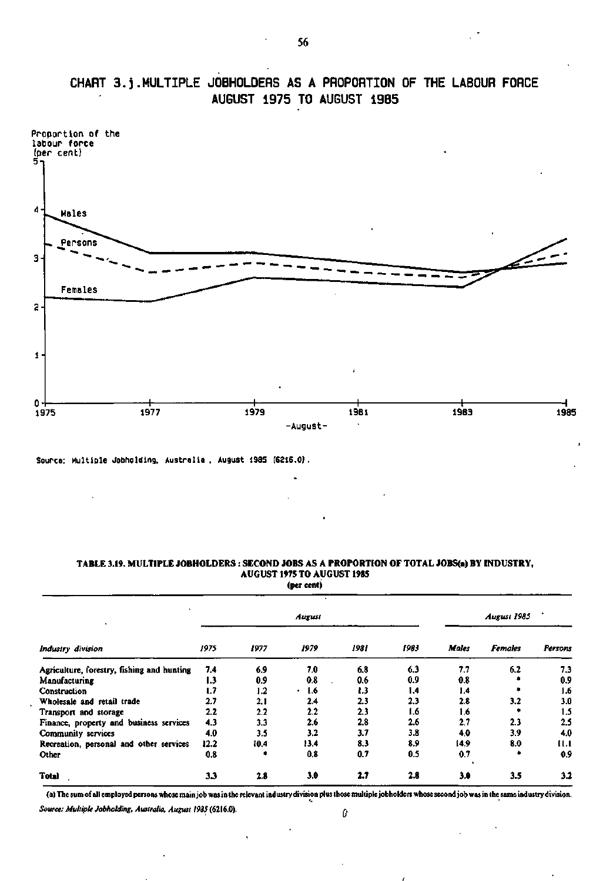## CHART 3.j. MULTIPLE JOBHOLDERS AS A PROPORTION OF THE LABOUR FORCE AUGUST 1975 TO AUGUST 1985

Source: Multiple Jobholding, Australia, August 1985 (6216.0).

**TABLE 3.19. MULTIPLE JOBHOLDERS : SECOND JOBS AS A PROPORTION OF TOTAL JOBS(a) BY INDUSTRY, AUGUST 1975 TO AUGUST 1985**

(per cent)

| Industry division | August | | | | | August 1985 | | |
|---|---|---|---|---|---|---|---|---|
| | 1975 | 1977 | 1979 | 1981 | 1983 | Males | Females | Persons |
| Agriculture, forestry, fishing and hunting | 7.4 | 6.9 | 7.0 | 6.8 | 6.3 | 7.7 | 6.2 | 7.3 |
| Manufacturing | 1.3 | 0.9 | 0.8 | 0.6 | 0.9 | 0.8 | * | 0.9 |
| Construction | 1.7 | 1.2 | 1.6 | 1.3 | 1.4 | 1.4 | * | 1.6 |
| Wholesale and retail trade | 2.7 | 2.1 | 2.4 | 2.3 | 2.3 | 2.8 | 3.2 | 3.0 |
| Transport and storage | 2.2 | 2.2 | 2.2 | 2.3 | 1.6 | 1.6 | * | 1.5 |
| Finance, property and business services | 4.3 | 3.3 | 2.6 | 2.8 | 2.6 | 2.7 | 2.3 | 2.5 |
| Community services | 4.0 | 3.5 | 3.2 | 3.7 | 3.8 | 4.0 | 3.9 | 4.0 |
| Recreation, personal and other services | 12.2 | 10.4 | 13.4 | 8.3 | 8.9 | 14.9 | 8.0 | 11.1 |
| Other | 0.8 | * | 0.8 | 0.7 | 0.5 | 0.7 | * | 0.9 |
| **Total** | **3.3** | **2.8** | **3.0** | **2.7** | **2.8** | **3.0** | **3.5** | **3.2** |

(a) The sum of all employed persons whose main job was in the relevant industry division plus those multiple jobholders whose second job was in the same industry division.

*Source: Multiple Jobholding, Australia, August 1985* (6216.0).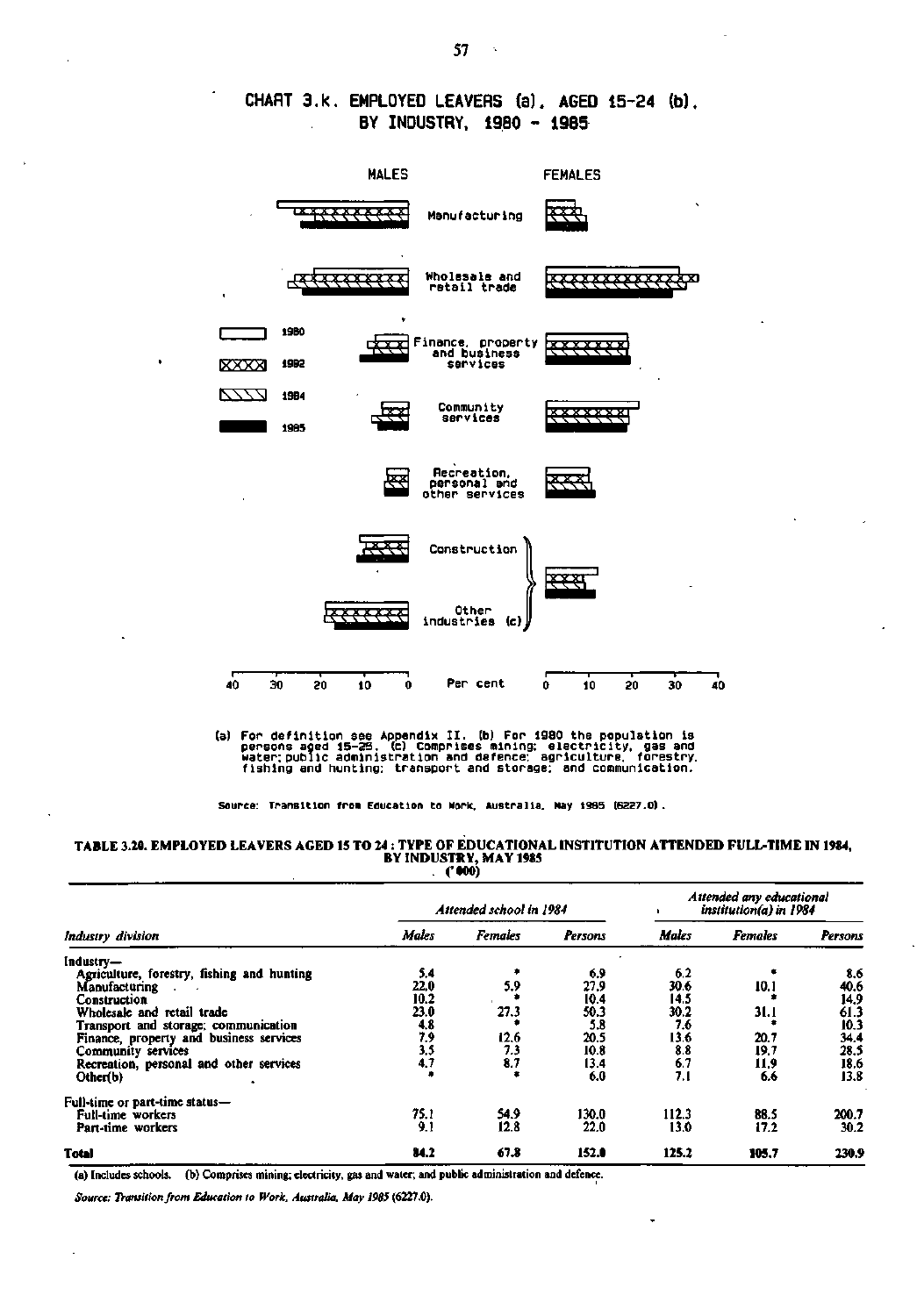## CHART 3.k. EMPLOYED LEAVERS (a), AGED 15-24 (b), BY INDUSTRY, 1980 - 1985

MALES | FEMALES

Manufacturing

Wholesale and retail trade

Finance, property and business services

Community services

Recreation, personal and other services

Construction

Other industries (c)

1980
1982
1984
1985

40 30 20 10 0 Per cent 0 10 20 30 40

(a) For definition see Appendix II. (b) For 1980 the population is persons aged 15-25. (c) Comprises mining; electricity, gas and water; public administration and defence; agriculture, forestry, fishing and hunting; transport and storage; and communication.

Source: Transition from Education to Work, Australia, May 1985 (6227.0).

## TABLE 3.20. EMPLOYED LEAVERS AGED 15 TO 24 : TYPE OF EDUCATIONAL INSTITUTION ATTENDED FULL-TIME IN 1984, BY INDUSTRY, MAY 1985

('000)

| Industry division | Attended school in 1984 | | | Attended any educational institution(a) in 1984 | | |
|---|---|---|---|---|---|---|
| | *Males* | *Females* | *Persons* | *Males* | *Females* | *Persons* |
| Industry— | | | | | | |
| Agriculture, forestry, fishing and hunting | 5.4 | * | 6.9 | 6.2 | * | 8.6 |
| Manufacturing | 22.0 | 5.9 | 27.9 | 30.6 | 10.1 | 40.6 |
| Construction | 10.2 | * | 10.4 | 14.5 | * | 14.9 |
| Wholesale and retail trade | 23.0 | 27.3 | 50.3 | 30.2 | 31.1 | 61.3 |
| Transport and storage; communication | 4.8 | * | 5.8 | 7.6 | * | 10.3 |
| Finance, property and business services | 7.9 | 12.6 | 20.5 | 13.6 | 20.7 | 34.4 |
| Community services | 3.5 | 7.3 | 10.8 | 8.8 | 19.7 | 28.5 |
| Recreation, personal and other services | 4.7 | 8.7 | 13.4 | 6.7 | 11.9 | 18.6 |
| Other(b) | * | * | 6.0 | 7.1 | 6.6 | 13.8 |
| Full-time or part-time status— | | | | | | |
| Full-time workers | 75.1 | 54.9 | 130.0 | 112.3 | 88.5 | 200.7 |
| Part-time workers | 9.1 | 12.8 | 22.0 | 13.0 | 17.2 | 30.2 |
| **Total** | **84.2** | **67.8** | **152.0** | **125.2** | **105.7** | **230.9** |

(a) Includes schools. (b) Comprises mining; electricity, gas and water; and public administration and defence.

*Source: Transition from Education to Work, Australia, May 1985* (6227.0).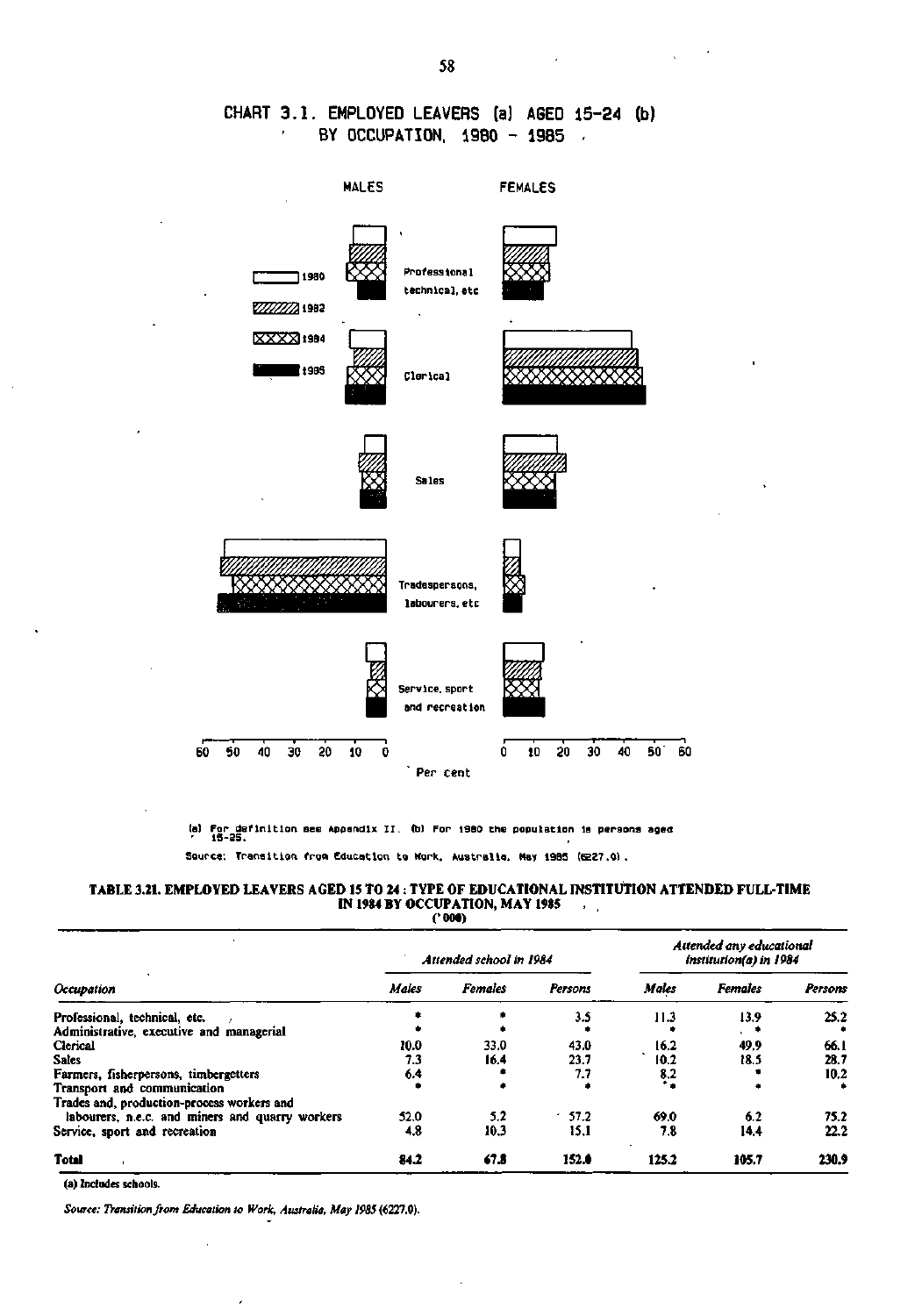## CHART 3.1. EMPLOYED LEAVERS (a) AGED 15-24 (b) BY OCCUPATION, 1980 - 1985

MALES FEMALES

1980
1982
1984
1985

Professional technical, etc

Clerical

Sales

Tradespersons, labourers, etc

Service, sport and recreation

60 50 40 30 20 10 0 0 10 20 30 40 50 60

Per cent

(a) For definition see Appendix II. (b) For 1980 the population is persons aged 15-25.

Source: Transition from Education to Work, Australia, May 1985 (6227.0).

### TABLE 3.21. EMPLOYED LEAVERS AGED 15 TO 24 : TYPE OF EDUCATIONAL INSTITUTION ATTENDED FULL-TIME IN 1984 BY OCCUPATION, MAY 1985

('000)

| Occupation | Attended school in 1984 | | | Attended any educational institution(a) in 1984 | | |
|---|---|---|---|---|---|---|
| | Males | Females | Persons | Males | Females | Persons |
| Professional, technical, etc. | * | * | 3.5 | 11.3 | 13.9 | 25.2 |
| Administrative, executive and managerial | * | * | * | * | * | * |
| Clerical | 10.0 | 33.0 | 43.0 | 16.2 | 49.9 | 66.1 |
| Sales | 7.3 | 16.4 | 23.7 | 10.2 | 18.5 | 28.7 |
| Farmers, fisherpersons, timbergetters | 6.4 | * | 7.7 | 8.2 | * | 10.2 |
| Transport and communication | * | * | * | * | * | * |
| Trades and, production-process workers and labourers, n.e.c. and miners and quarry workers | 52.0 | 5.2 | 57.2 | 69.0 | 6.2 | 75.2 |
| Service, sport and recreation | 4.8 | 10.3 | 15.1 | 7.8 | 14.4 | 22.2 |
| **Total** | **84.2** | **67.8** | **152.0** | **125.2** | **105.7** | **230.9** |

(a) Includes schools.

*Source: Transition from Education to Work, Australia, May 1985 (6227.0).*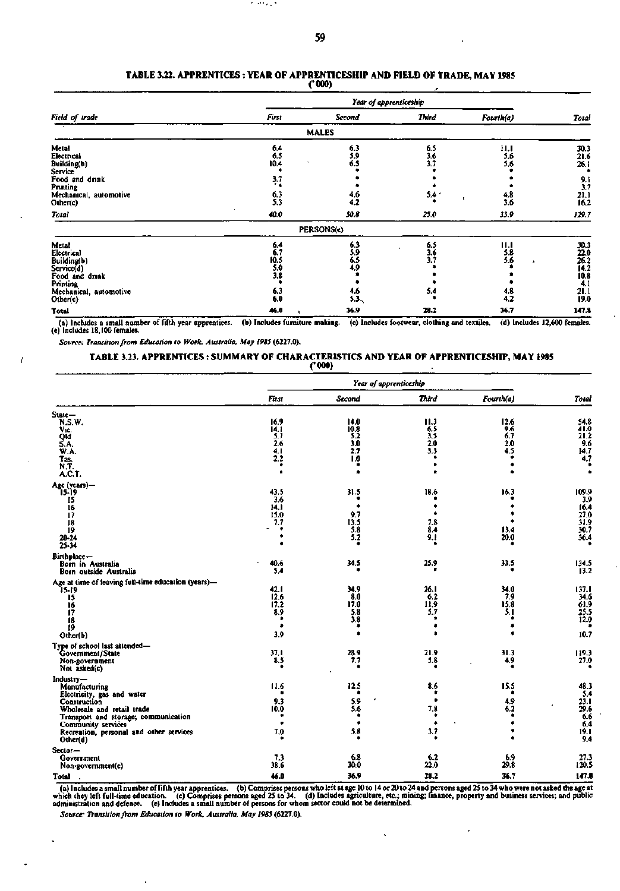## TABLE 3.22. APPRENTICES : YEAR OF APPRENTICESHIP AND FIELD OF TRADE, MAY 1985

('000)

| Field of trade | Year of apprenticeship | | | | |
|---|---|---|---|---|---|
| | First | Second | Third | Fourth(a) | Total |
| **MALES** | | | | | |
| Metal | 6.4 | 6.3 | 6.5 | 11.1 | 30.3 |
| Electrical | 6.5 | 5.9 | 3.6 | 5.6 | 21.6 |
| Building(b) | 10.4 | 6.5 | 3.7 | 5.6 | 26.1 |
| Service | * | * | * | * | * |
| Food and drink | 3.7 | * | * | * | 9.1 |
| Printing | * | * | * | * | 3.7 |
| Mechanical, automotive | 6.3 | 4.6 | 5.4 | 4.8 | 21.1 |
| Other(c) | 5.3 | 4.2 | * | 3.6 | 16.2 |
| *Total* | *40.0* | *30.8* | *25.0* | *33.9* | *129.7* |
| **PERSONS(e)** | | | | | |
| Metal | 6.4 | 6.3 | 6.5 | 11.1 | 30.3 |
| Electrical | 6.7 | 5.9 | 3.6 | 5.8 | 22.0 |
| Building(b) | 10.5 | 6.5 | 3.7 | 5.6 | 26.2 |
| Service(d) | 5.0 | 4.9 | * | * | 14.2 |
| Food and drink | 3.8 | * | * | * | 10.8 |
| Printing | * | * | * | * | 4.1 |
| Mechanical, automotive | 6.3 | 4.6 | 5.4 | 4.8 | 21.1 |
| Other(c) | 6.0 | 5.3 | * | 4.2 | 19.0 |
| **Total** | **46.0** | **36.9** | **28.2** | **36.7** | **147.8** |

(a) Includes a small number of fifth year apprentices. (b) Includes furniture making. (c) Includes footwear, clothing and textiles. (d) Includes 12,600 females. (e) Includes 18,100 females.

*Source: Transition from Education to Work, Australia, May 1985 (6227.0).*

## TABLE 3.23. APPRENTICES : SUMMARY OF CHARACTERISTICS AND YEAR OF APPRENTICESHIP, MAY 1985

('000)

| | Year of apprenticeship | | | | |
|---|---|---|---|---|---|
| | First | Second | Third | Fourth(a) | Total |
| **State—** | | | | | |
| N.S.W. | 16.9 | 14.0 | 11.3 | 12.6 | 54.8 |
| Vic. | 14.1 | 10.8 | 6.5 | 9.6 | 41.0 |
| Qld | 5.7 | 5.2 | 3.5 | 6.7 | 21.2 |
| S.A. | 2.6 | 3.0 | 2.0 | 2.0 | 9.6 |
| W.A. | 4.1 | 2.7 | 3.3 | 4.5 | 14.7 |
| Tas. | 2.2 | 1.0 | * | * | 4.7 |
| N.T. | * | * | * | * | * |
| A.C.T. | * | * | * | * | * |
| **Age (years)—** | | | | | |
| 15-19 | 43.5 | 31.5 | 18.6 | 16.3 | 109.9 |
| 15 | 3.6 | * | * | * | 3.9 |
| 16 | 14.1 | * | * | * | 16.4 |
| 17 | 15.0 | 9.7 | * | * | 27.0 |
| 18 | 7.7 | 13.5 | 7.8 | * | 31.9 |
| 19 | * | 5.8 | 8.4 | 13.4 | 30.7 |
| 20-24 | * | 5.2 | 9.1 | 20.0 | 36.4 |
| 25-34 | * | * | * | * | * |
| **Birthplace—** | | | | | |
| Born in Australia | 40.6 | 34.5 | 25.9 | 33.5 | 134.5 |
| Born outside Australia | 5.4 | * | * | * | 13.2 |
| **Age at time of leaving full-time education (years)—** | | | | | |
| 15-19 | 42.1 | 34.9 | 26.1 | 34.0 | 137.1 |
| 15 | 12.6 | 8.0 | 6.2 | 7.9 | 34.6 |
| 16 | 17.2 | 17.0 | 11.9 | 15.8 | 61.9 |
| 17 | 8.9 | 5.8 | 5.7 | 5.1 | 25.5 |
| 18 | * | 3.8 | * | * | 12.0 |
| 19 | * | * | * | * | * |
| Other(b) | 3.9 | * | * | * | 10.7 |
| **Type of school last attended—** | | | | | |
| Government/State | 37.1 | 28.9 | 21.9 | 31.3 | 119.3 |
| Non-government | 8.5 | 7.7 | 5.8 | 4.9 | 27.0 |
| Not asked(c) | * | * | * | * | * |
| **Industry—** | | | | | |
| Manufacturing | 11.6 | 12.5 | 8.6 | 15.5 | 48.3 |
| Electricity, gas and water | * | * | * | * | 5.4 |
| Construction | 9.3 | 5.9 | * | 4.9 | 23.1 |
| Wholesale and retail trade | 10.0 | 5.6 | 7.8 | 6.2 | 29.6 |
| Transport and storage; communication | * | * | * | * | 6.6 |
| Community services | * | * | * | * | 6.4 |
| Recreation, personal and other services | 7.0 | 5.8 | 3.7 | * | 19.1 |
| Other(d) | * | * | * | * | 9.4 |
| **Sector—** | | | | | |
| Government | 7.3 | 6.8 | 6.2 | 6.9 | 27.3 |
| Non-government(e) | 38.6 | 30.0 | 22.0 | 29.8 | 120.5 |
| **Total** | **46.0** | **36.9** | **28.2** | **36.7** | **147.8** |

(a) Includes a small number of fifth year apprentices. (b) Comprises persons who left at age 10 to 14 or 20 to 24 and persons aged 25 to 34 who were not asked the age at which they left full-time education. (c) Comprises persons aged 25 to 34. (d) Includes agriculture, etc.; mining; finance, property and business services; and public administration and defence. (e) Includes a small number of persons for whom sector could not be determined.

*Source: Transition from Education to Work, Australia, May 1985 (6227.0).*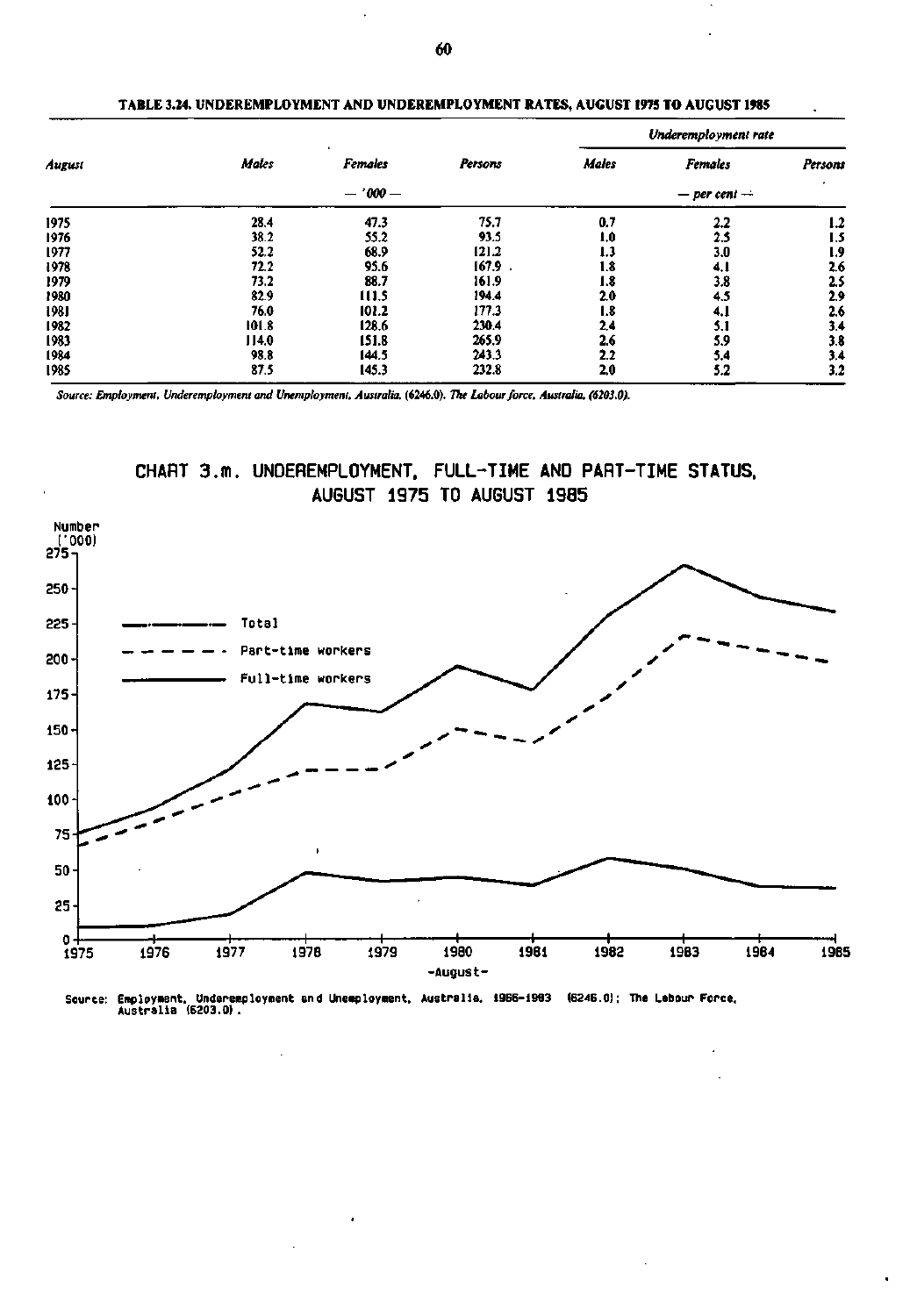**TABLE 3.24. UNDEREMPLOYMENT AND UNDEREMPLOYMENT RATES, AUGUST 1975 TO AUGUST 1985**

| August | Males | Females | Persons | Underemployment rate | | |
|---|---|---|---|---|---|---|
| | | | | Males | Females | Persons |
| | | — '000 — | | | — per cent — | |
| 1975 | 28.4 | 47.3 | 75.7 | 0.7 | 2.2 | 1.2 |
| 1976 | 38.2 | 55.2 | 93.5 | 1.0 | 2.5 | 1.5 |
| 1977 | 52.2 | 68.9 | 121.2 | 1.3 | 3.0 | 1.9 |
| 1978 | 72.2 | 95.6 | 167.9 | 1.8 | 4.1 | 2.6 |
| 1979 | 73.2 | 88.7 | 161.9 | 1.8 | 3.8 | 2.5 |
| 1980 | 82.9 | 111.5 | 194.4 | 2.0 | 4.5 | 2.9 |
| 1981 | 76.0 | 101.2 | 177.3 | 1.8 | 4.1 | 2.6 |
| 1982 | 101.8 | 128.6 | 230.4 | 2.4 | 5.1 | 3.4 |
| 1983 | 114.0 | 151.8 | 265.9 | 2.6 | 5.9 | 3.8 |
| 1984 | 98.8 | 144.5 | 243.3 | 2.2 | 5.4 | 3.4 |
| 1985 | 87.5 | 145.3 | 232.8 | 2.0 | 5.2 | 3.2 |

*Source: Employment, Underemployment and Unemployment, Australia, (6246.0). The Labour force, Australia, (6203.0).*

## CHART 3.m. UNDEREMPLOYMENT, FULL-TIME AND PART-TIME STATUS, AUGUST 1975 TO AUGUST 1985

Number ('000)

Legend: Total; Part-time workers; Full-time workers

-August-

Source: Employment, Underemployment and Unemployment, Australia, 1966-1983 (6246.0); The Labour Force, Australia (6203.0).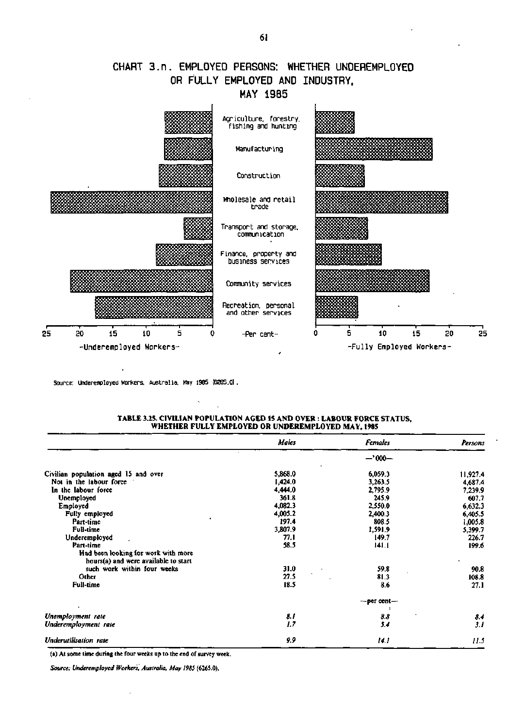## CHART 3.n. EMPLOYED PERSONS: WHETHER UNDEREMPLOYED OR FULLY EMPLOYED AND INDUSTRY, MAY 1985

| Industry | Underemployed Workers (per cent) | Fully Employed Workers (per cent) |
|---|---|---|
| Agriculture, forestry, fishing and hunting | | |
| Manufacturing | | |
| Construction | | |
| Wholesale and retail trade | | |
| Transport and storage, communication | | |
| Finance, property and business services | | |
| Community services | | |
| Recreation, personal and other services | | |

Source: Underemployed Workers, Australia, May 1985 (6265.0).

### TABLE 3.25. CIVILIAN POPULATION AGED 15 AND OVER : LABOUR FORCE STATUS, WHETHER FULLY EMPLOYED OR UNDEREMPLOYED MAY, 1985

| | *Males* | *Females* | *Persons* |
|---|---|---|---|
| | | —'000— | |
| Civilian population aged 15 and over | 5,868.0 | 6,059.3 | 11,927.4 |
| Not in the labour force | 1,424.0 | 3,263.5 | 4,687.4 |
| In the labour force | 4,444.0 | 2,795.9 | 7,239.9 |
| Unemployed | 361.8 | 245.9 | 607.7 |
| Employed | 4,082.3 | 2,550.0 | 6,632.3 |
| Fully employed | 4,005.2 | 2,400.3 | 6,405.5 |
| Part-time | 197.4 | 808.5 | 1,005.8 |
| Full-time | 3,807.9 | 1,591.9 | 5,399.7 |
| Underemployed | 77.1 | 149.7 | 226.7 |
| Part-time | 58.5 | 141.1 | 199.6 |
| Had been looking for work with more hours(a) and were available to start such work within four weeks | 31.0 | 59.8 | 90.8 |
| Other | 27.5 | 81.3 | 108.8 |
| Full-time | 18.5 | 8.6 | 27.1 |
| | | —per cent— | |
| *Unemployment rate* | *8.1* | *8.8* | *8.4* |
| *Underemployment rate* | *1.7* | *5.4* | *3.1* |
| *Underutilisation rate* | *9.9* | *14.1* | *11.5* |

(a) At some time during the four weeks up to the end of survey week.

*Source: Underemployed Workers, Australia, May 1985* (6265.0).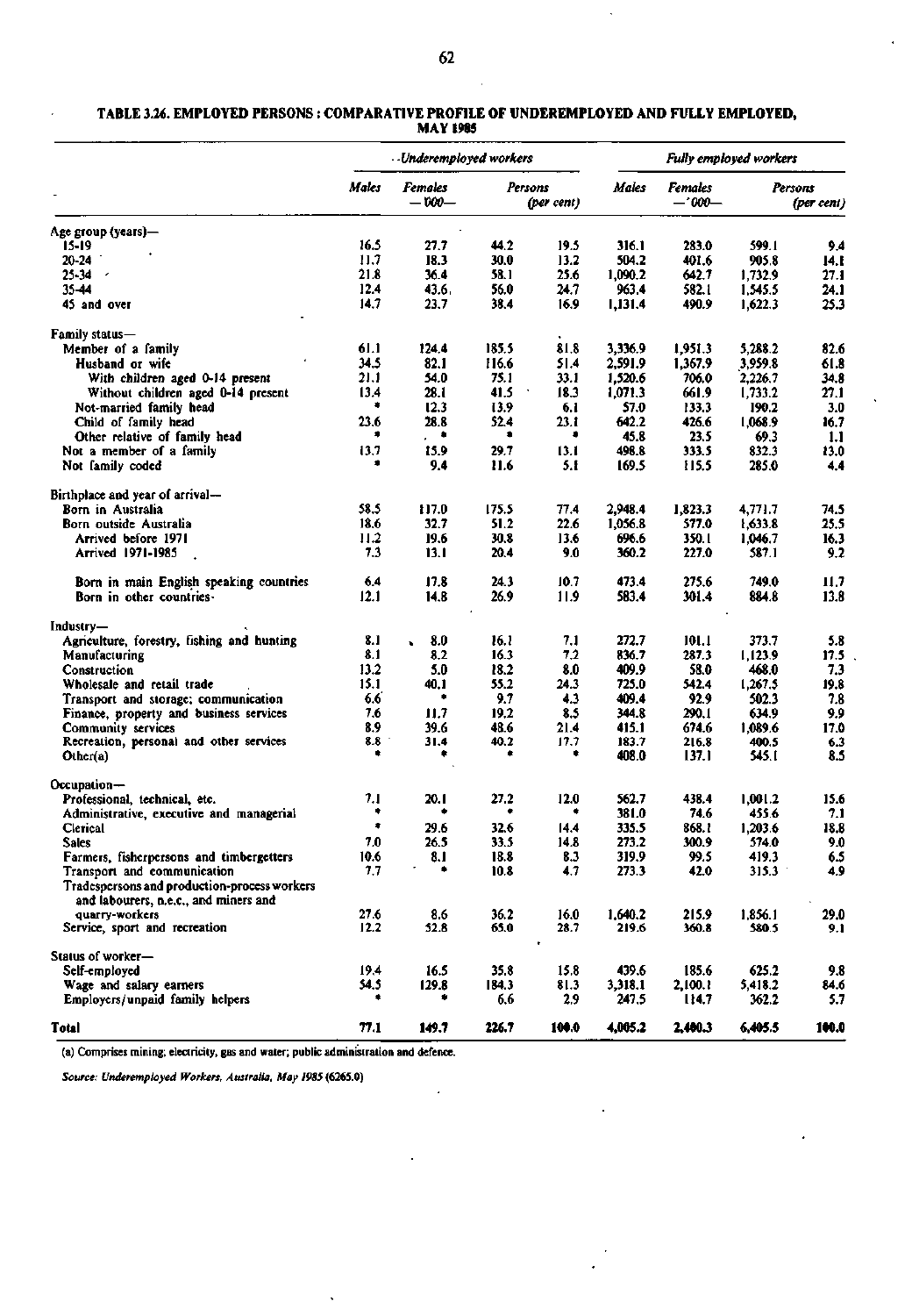**TABLE 3.26. EMPLOYED PERSONS : COMPARATIVE PROFILE OF UNDEREMPLOYED AND FULLY EMPLOYED, MAY 1985**

| | Underemployed workers | | | | Fully employed workers | | | |
|---|---|---|---|---|---|---|---|---|
| | Males | Females —'000— | Persons | (per cent) | Males | Females —'000— | Persons | (per cent) |
| Age group (years)— | | | | | | | | |
| 15-19 | 16.5 | 27.7 | 44.2 | 19.5 | 316.1 | 283.0 | 599.1 | 9.4 |
| 20-24 | 11.7 | 18.3 | 30.0 | 13.2 | 504.2 | 401.6 | 905.8 | 14.1 |
| 25-34 | 21.8 | 36.4 | 58.1 | 25.6 | 1,090.2 | 642.7 | 1,732.9 | 27.1 |
| 35-44 | 12.4 | 43.6 | 56.0 | 24.7 | 963.4 | 582.1 | 1,545.5 | 24.1 |
| 45 and over | 14.7 | 23.7 | 38.4 | 16.9 | 1,131.4 | 490.9 | 1,622.3 | 25.3 |
| Family status— | | | | | | | | |
| Member of a family | 61.1 | 124.4 | 185.5 | 81.8 | 3,336.9 | 1,951.3 | 5,288.2 | 82.6 |
| Husband or wife | 34.5 | 82.1 | 116.6 | 51.4 | 2,591.9 | 1,367.9 | 3,959.8 | 61.8 |
| With children aged 0-14 present | 21.1 | 54.0 | 75.1 | 33.1 | 1,520.6 | 706.0 | 2,226.7 | 34.8 |
| Without children aged 0-14 present | 13.4 | 28.1 | 41.5 | 18.3 | 1,071.3 | 661.9 | 1,733.2 | 27.1 |
| Not-married family head | * | 12.3 | 13.9 | 6.1 | 57.0 | 133.3 | 190.2 | 3.0 |
| Child of family head | 23.6 | 28.8 | 52.4 | 23.1 | 642.2 | 426.6 | 1,068.9 | 16.7 |
| Other relative of family head | * | * | * | * | 45.8 | 23.5 | 69.3 | 1.1 |
| Not a member of a family | 13.7 | 15.9 | 29.7 | 13.1 | 498.8 | 333.5 | 832.3 | 13.0 |
| Not family coded | * | 9.4 | 11.6 | 5.1 | 169.5 | 115.5 | 285.0 | 4.4 |
| Birthplace and year of arrival— | | | | | | | | |
| Born in Australia | 58.5 | 117.0 | 175.5 | 77.4 | 2,948.4 | 1,823.3 | 4,771.7 | 74.5 |
| Born outside Australia | 18.6 | 32.7 | 51.2 | 22.6 | 1,056.8 | 577.0 | 1,633.8 | 25.5 |
| Arrived before 1971 | 11.2 | 19.6 | 30.8 | 13.6 | 696.6 | 350.1 | 1,046.7 | 16.3 |
| Arrived 1971-1985 | 7.3 | 13.1 | 20.4 | 9.0 | 360.2 | 227.0 | 587.1 | 9.2 |
| Born in main English speaking countries | 6.4 | 17.8 | 24.3 | 10.7 | 473.4 | 275.6 | 749.0 | 11.7 |
| Born in other countries | 12.1 | 14.8 | 26.9 | 11.9 | 583.4 | 301.4 | 884.8 | 13.8 |
| Industry— | | | | | | | | |
| Agriculture, forestry, fishing and hunting | 8.1 | 8.0 | 16.1 | 7.1 | 272.7 | 101.1 | 373.7 | 5.8 |
| Manufacturing | 8.1 | 8.2 | 16.3 | 7.2 | 836.7 | 287.3 | 1,123.9 | 17.5 |
| Construction | 13.2 | 5.0 | 18.2 | 8.0 | 409.9 | 58.0 | 468.0 | 7.3 |
| Wholesale and retail trade | 15.1 | 40.1 | 55.2 | 24.3 | 725.0 | 542.4 | 1,267.5 | 19.8 |
| Transport and storage; communication | 6.6 | * | 9.7 | 4.3 | 409.4 | 92.9 | 502.3 | 7.8 |
| Finance, property and business services | 7.6 | 11.7 | 19.2 | 8.5 | 344.8 | 290.1 | 634.9 | 9.9 |
| Community services | 8.9 | 39.6 | 48.6 | 21.4 | 415.1 | 674.6 | 1,089.6 | 17.0 |
| Recreation, personal and other services | 8.8 | 31.4 | 40.2 | 17.7 | 183.7 | 216.8 | 400.5 | 6.3 |
| Other(a) | * | * | * | * | 408.0 | 137.1 | 545.1 | 8.5 |
| Occupation— | | | | | | | | |
| Professional, technical, etc. | 7.1 | 20.1 | 27.2 | 12.0 | 562.7 | 438.4 | 1,001.2 | 15.6 |
| Administrative, executive and managerial | * | * | * | * | 381.0 | 74.6 | 455.6 | 7.1 |
| Clerical | * | 29.6 | 32.6 | 14.4 | 335.5 | 868.1 | 1,203.6 | 18.8 |
| Sales | 7.0 | 26.5 | 33.5 | 14.8 | 273.2 | 300.9 | 574.0 | 9.0 |
| Farmers, fisherpersons and timbergetters | 10.6 | 8.1 | 18.8 | 8.3 | 319.9 | 99.5 | 419.3 | 6.5 |
| Transport and communication | 7.7 | * | 10.8 | 4.7 | 273.3 | 42.0 | 315.3 | 4.9 |
| Tradespersons and production-process workers and labourers, n.e.c., and miners and quarry-workers | 27.6 | 8.6 | 36.2 | 16.0 | 1,640.2 | 215.9 | 1,856.1 | 29.0 |
| Service, sport and recreation | 12.2 | 52.8 | 65.0 | 28.7 | 219.6 | 360.8 | 580.5 | 9.1 |
| Status of worker— | | | | | | | | |
| Self-employed | 19.4 | 16.5 | 35.8 | 15.8 | 439.6 | 185.6 | 625.2 | 9.8 |
| Wage and salary earners | 54.5 | 129.8 | 184.3 | 81.3 | 3,318.1 | 2,100.1 | 5,418.2 | 84.6 |
| Employers/unpaid family helpers | * | * | 6.6 | 2.9 | 247.5 | 114.7 | 362.2 | 5.7 |
| **Total** | **77.1** | **149.7** | **226.7** | **100.0** | **4,005.2** | **2,400.3** | **6,405.5** | **100.0** |

(a) Comprises mining; electricity, gas and water; public administration and defence.

*Source: Underemployed Workers, Australia, May 1985* (6265.0)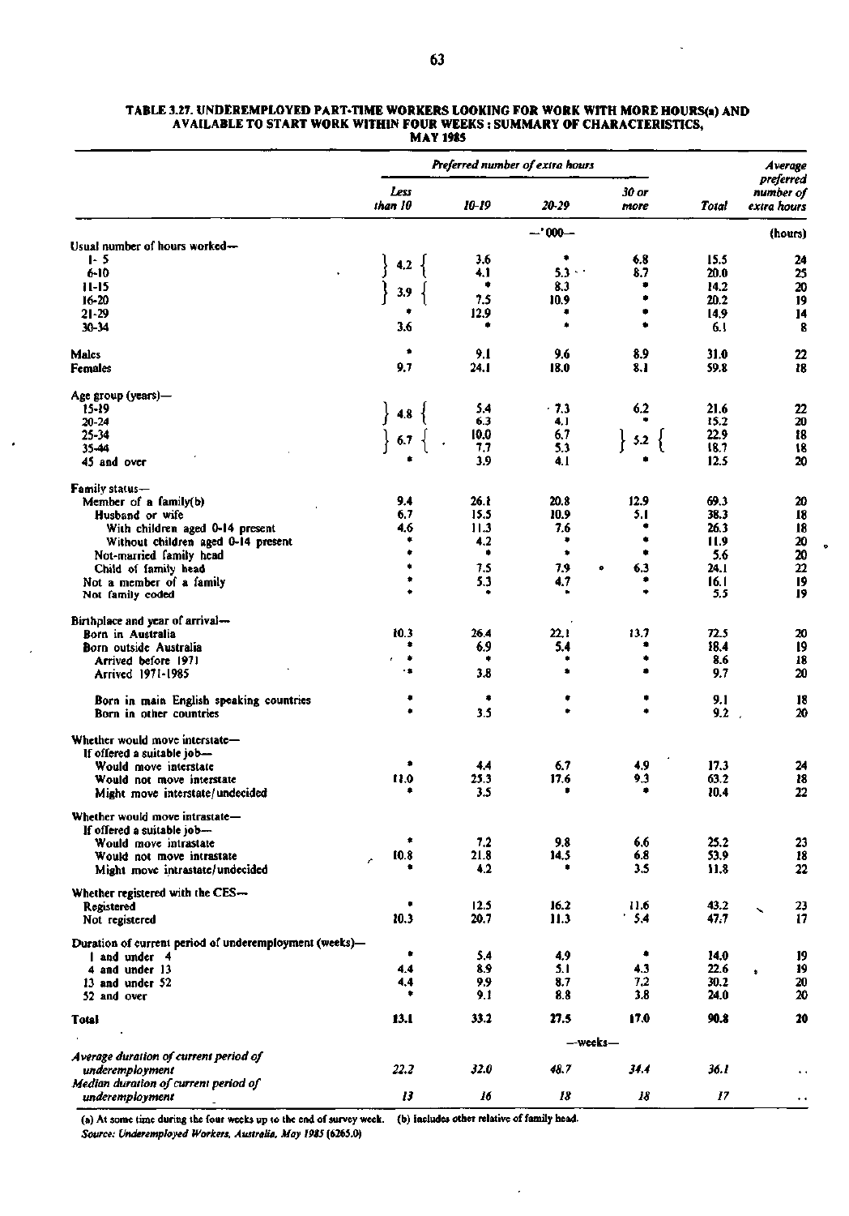**TABLE 3.27. UNDEREMPLOYED PART-TIME WORKERS LOOKING FOR WORK WITH MORE HOURS(a) AND AVAILABLE TO START WORK WITHIN FOUR WEEKS : SUMMARY OF CHARACTERISTICS, MAY 1985**

| | Preferred number of extra hours | | | | | Average preferred number of extra hours |
|---|---|---|---|---|---|---|
| | Less than 10 | 10-19 | 20-29 | 30 or more | Total | |
| | —'000— | | | | | (hours) |
| **Usual number of hours worked—** | | | | | | |
| 1- 5 | } 4.2 | 3.6 | * | 6.8 | 15.5 | 24 |
| 6-10 | | 4.1 | 5.3 | 8.7 | 20.0 | 25 |
| 11-15 | } 3.9 | * | 8.3 | * | 14.2 | 20 |
| 16-20 | | 7.5 | 10.9 | * | 20.2 | 19 |
| 21-29 | * | 12.9 | * | * | 14.9 | 14 |
| 30-34 | 3.6 | * | * | * | 6.1 | 8 |
| Males | * | 9.1 | 9.6 | 8.9 | 31.0 | 22 |
| Females | 9.7 | 24.1 | 18.0 | 8.1 | 59.8 | 18 |
| **Age group (years)—** | | | | | | |
| 15-19 | } 4.8 | 5.4 | 7.3 | 6.2 | 21.6 | 22 |
| 20-24 | | 6.3 | 4.1 | * | 15.2 | 20 |
| 25-34 | } 6.7 | 10.0 | 6.7 | } 5.2 | 22.9 | 18 |
| 35-44 | | 7.7 | 5.3 | | 18.7 | 18 |
| 45 and over | * | 3.9 | 4.1 | * | 12.5 | 20 |
| **Family status—** | | | | | | |
| Member of a family(b) | 9.4 | 26.1 | 20.8 | 12.9 | 69.3 | 20 |
| Husband or wife | 6.7 | 15.5 | 10.9 | 5.1 | 38.3 | 18 |
| With children aged 0-14 present | 4.6 | 11.3 | 7.6 | * | 26.3 | 18 |
| Without children aged 0-14 present | * | 4.2 | * | * | 11.9 | 20 |
| Not-married family head | * | * | * | * | 5.6 | 20 |
| Child of family head | * | 7.5 | 7.9 | 6.3 | 24.1 | 22 |
| Not a member of a family | * | 5.3 | 4.7 | * | 16.1 | 19 |
| Not family coded | * | * | * | * | 5.5 | 19 |
| **Birthplace and year of arrival—** | | | | | | |
| Born in Australia | 10.3 | 26.4 | 22.1 | 13.7 | 72.5 | 20 |
| Born outside Australia | * | 6.9 | 5.4 | * | 18.4 | 19 |
| Arrived before 1971 | * | * | * | * | 8.6 | 18 |
| Arrived 1971-1985 | * | 3.8 | * | * | 9.7 | 20 |
| Born in main English speaking countries | * | * | * | * | 9.1 | 18 |
| Born in other countries | * | 3.5 | * | * | 9.2 | 20 |
| **Whether would move interstate—** | | | | | | |
| If offered a suitable job— | | | | | | |
| Would move interstate | * | 4.4 | 6.7 | 4.9 | 17.3 | 24 |
| Would not move interstate | 11.0 | 25.3 | 17.6 | 9.3 | 63.2 | 18 |
| Might move interstate/undecided | * | 3.5 | * | * | 10.4 | 22 |
| **Whether would move intrastate—** | | | | | | |
| If offered a suitable job— | | | | | | |
| Would move intrastate | * | 7.2 | 9.8 | 6.6 | 25.2 | 23 |
| Would not move intrastate | 10.8 | 21.8 | 14.5 | 6.8 | 53.9 | 18 |
| Might move intrastate/undecided | * | 4.2 | * | 3.5 | 11.8 | 22 |
| **Whether registered with the CES—** | | | | | | |
| Registered | * | 12.5 | 16.2 | 11.6 | 43.2 | 23 |
| Not registered | 10.3 | 20.7 | 11.3 | 5.4 | 47.7 | 17 |
| **Duration of current period of underemployment (weeks)—** | | | | | | |
| 1 and under 4 | * | 5.4 | 4.9 | * | 14.0 | 19 |
| 4 and under 13 | 4.4 | 8.9 | 5.1 | 4.3 | 22.6 | 19 |
| 13 and under 52 | 4.4 | 9.9 | 8.7 | 7.2 | 30.2 | 20 |
| 52 and over | * | 9.1 | 8.8 | 3.8 | 24.0 | 20 |
| **Total** | **13.1** | **33.2** | **27.5** | **17.0** | **90.8** | **20** |
| | —weeks— | | | | | |
| *Average duration of current period of underemployment* | 22.2 | 32.0 | 48.7 | 34.4 | 36.1 | .. |
| *Median duration of current period of underemployment* | 13 | 16 | 18 | 18 | 17 | .. |

(a) At some time during the four weeks up to the end of survey week. (b) Includes other relative of family head.

*Source: Underemployed Workers, Australia, May 1985* (6265.0)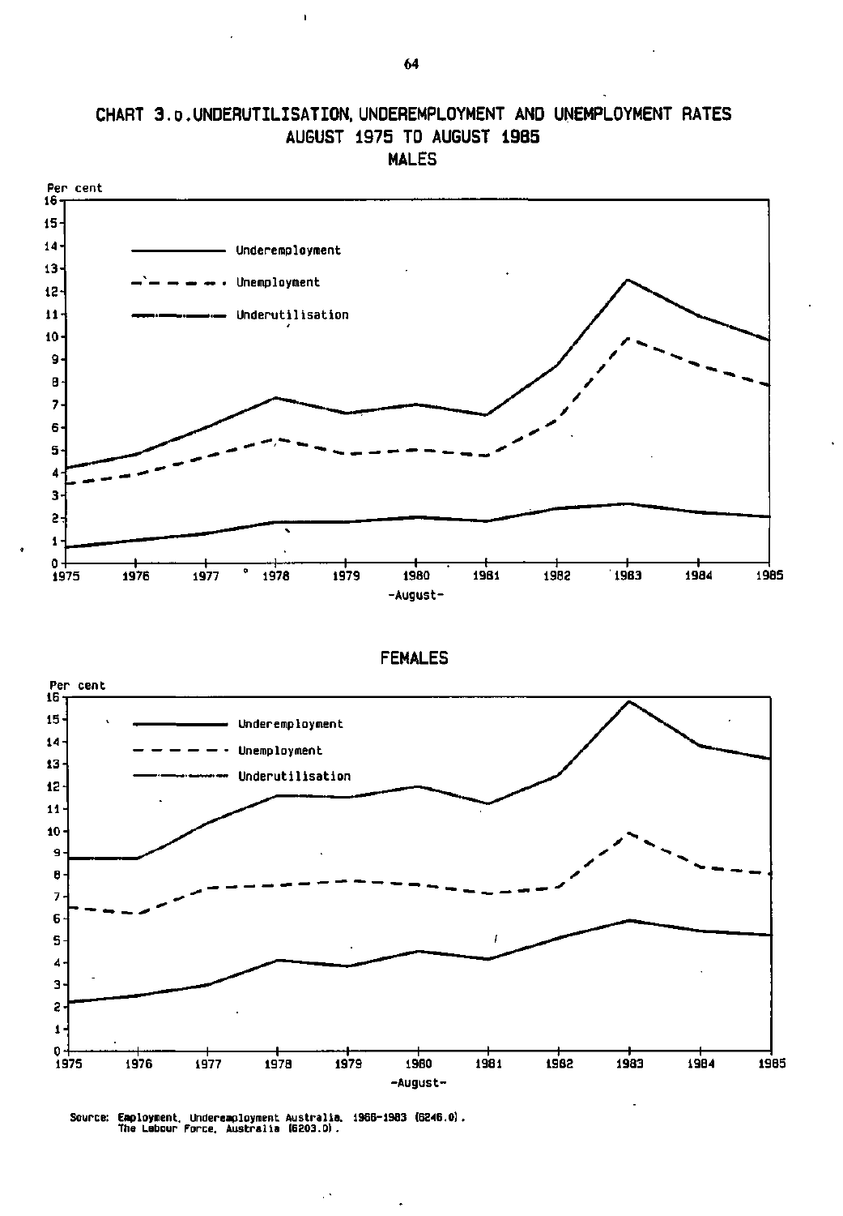CHART 3.o. UNDERUTILISATION, UNDEREMPLOYMENT AND UNEMPLOYMENT RATES
AUGUST 1975 TO AUGUST 1985

MALES

Per cent

16
15
14
13
12
11
10
9
8
7
6
5
4
3
2
1
0

Underemployment
Unemployment
Underutilisation

1975
1976
1977
1978
1979
1980
1981
1982
1983
1984
1985

-August-

FEMALES

Per cent

16
15
14
13
12
11
10
9
8
7
6
5
4
3
2
1
0

Underemployment
Unemployment
Underutilisation

1975
1976
1977
1978
1979
1980
1981
1982
1983
1984
1985

-August-

Source: Employment, Underemployment Australia, 1966-1983 (6246.0).
The Labour Force, Australia (6203.0).